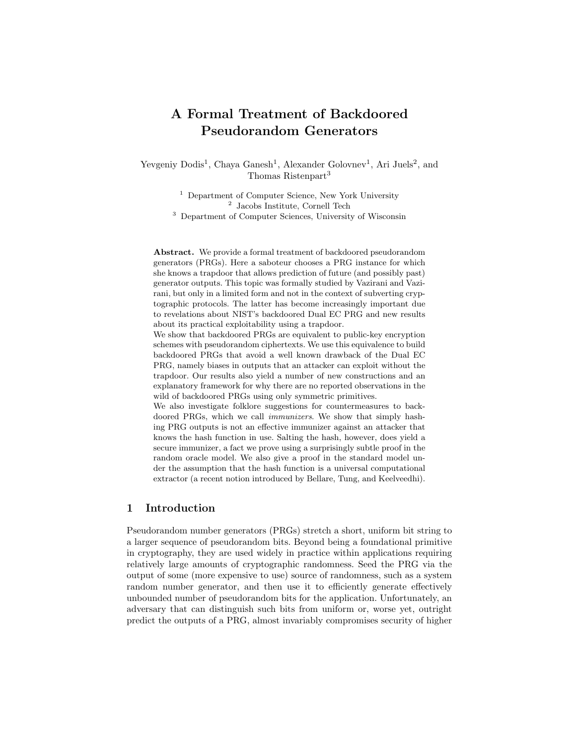# A Formal Treatment of Backdoored Pseudorandom Generators

Yevgeniy Dodis[1], Chaya Ganesh[1], Alexander Golovnev[1], Ari Juels[2], and Thomas Ristenpart[3]

[1] Department of Computer Science, New York University
[2] Jacobs Institute, Cornell Tech
[3] Department of Computer Sciences, University of Wisconsin

**Abstract.** We provide a formal treatment of backdoored pseudorandom generators (PRGs). Here a saboteur chooses a PRG instance for which she knows a trapdoor that allows prediction of future (and possibly past) generator outputs. This topic was formally studied by Vazirani and Vazirani, but only in a limited form and not in the context of subverting cryptographic protocols. The latter has become increasingly important due to revelations about NIST's backdoored Dual EC PRG and new results about its practical exploitability using a trapdoor.

We show that backdoored PRGs are equivalent to public-key encryption schemes with pseudorandom ciphertexts. We use this equivalence to build backdoored PRGs that avoid a well known drawback of the Dual EC PRG, namely biases in outputs that an attacker can exploit without the trapdoor. Our results also yield a number of new constructions and an explanatory framework for why there are no reported observations in the wild of backdoored PRGs using only symmetric primitives.

We also investigate folklore suggestions for countermeasures to backdoored PRGs, which we call *immunizers*. We show that simply hashing PRG outputs is not an effective immunizer against an attacker that knows the hash function in use. Salting the hash, however, does yield a secure immunizer, a fact we prove using a surprisingly subtle proof in the random oracle model. We also give a proof in the standard model under the assumption that the hash function is a universal computational extractor (a recent notion introduced by Bellare, Tung, and Keelveedhi).

## 1 Introduction

Pseudorandom number generators (PRGs) stretch a short, uniform bit string to a larger sequence of pseudorandom bits. Beyond being a foundational primitive in cryptography, they are used widely in practice within applications requiring relatively large amounts of cryptographic randomness. Seed the PRG via the output of some (more expensive to use) source of randomness, such as a system random number generator, and then use it to efficiently generate effectively unbounded number of pseudorandom bits for the application. Unfortunately, an adversary that can distinguish such bits from uniform or, worse yet, outright predict the outputs of a PRG, almost invariably compromises security of higher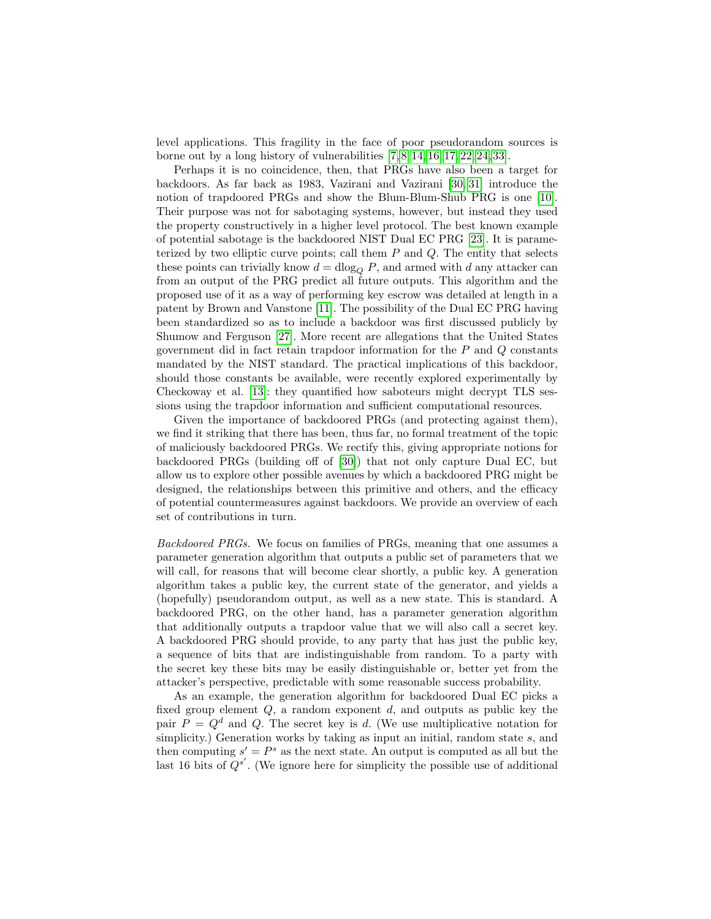level applications. This fragility in the face of poor pseudorandom sources is borne out by a long history of vulnerabilities [7,8,14,16,17,22,24,33].

Perhaps it is no coincidence, then, that PRGs have also been a target for backdoors. As far back as 1983, Vazirani and Vazirani [30,31] introduce the notion of trapdoored PRGs and show the Blum-Blum-Shub PRG is one [10]. Their purpose was not for sabotaging systems, however, but instead they used the property constructively in a higher level protocol. The best known example of potential sabotage is the backdoored NIST Dual EC PRG [23]. It is parameterized by two elliptic curve points; call them $P$ and $Q$. The entity that selects these points can trivially know $d = \mathrm{dlog}_Q\, P$, and armed with $d$ any attacker can from an output of the PRG predict all future outputs. This algorithm and the proposed use of it as a way of performing key escrow was detailed at length in a patent by Brown and Vanstone [11]. The possibility of the Dual EC PRG having been standardized so as to include a backdoor was first discussed publicly by Shumow and Ferguson [27]. More recent are allegations that the United States government did in fact retain trapdoor information for the $P$ and $Q$ constants mandated by the NIST standard. The practical implications of this backdoor, should those constants be available, were recently explored experimentally by Checkoway et al. [13]: they quantified how saboteurs might decrypt TLS sessions using the trapdoor information and sufficient computational resources.

Given the importance of backdoored PRGs (and protecting against them), we find it striking that there has been, thus far, no formal treatment of the topic of maliciously backdoored PRGs. We rectify this, giving appropriate notions for backdoored PRGs (building off of [30]) that not only capture Dual EC, but allow us to explore other possible avenues by which a backdoored PRG might be designed, the relationships between this primitive and others, and the efficacy of potential countermeasures against backdoors. We provide an overview of each set of contributions in turn.

*Backdoored PRGs.* We focus on families of PRGs, meaning that one assumes a parameter generation algorithm that outputs a public set of parameters that we will call, for reasons that will become clear shortly, a public key. A generation algorithm takes a public key, the current state of the generator, and yields a (hopefully) pseudorandom output, as well as a new state. This is standard. A backdoored PRG, on the other hand, has a parameter generation algorithm that additionally outputs a trapdoor value that we will also call a secret key. A backdoored PRG should provide, to any party that has just the public key, a sequence of bits that are indistinguishable from random. To a party with the secret key these bits may be easily distinguishable or, better yet from the attacker's perspective, predictable with some reasonable success probability.

As an example, the generation algorithm for backdoored Dual EC picks a fixed group element $Q$, a random exponent $d$, and outputs as public key the pair $P = Q^d$ and $Q$. The secret key is $d$. (We use multiplicative notation for simplicity.) Generation works by taking as input an initial, random state $s$, and then computing $s' = P^s$ as the next state. An output is computed as all but the last 16 bits of $Q^{s'}$. (We ignore here for simplicity the possible use of additional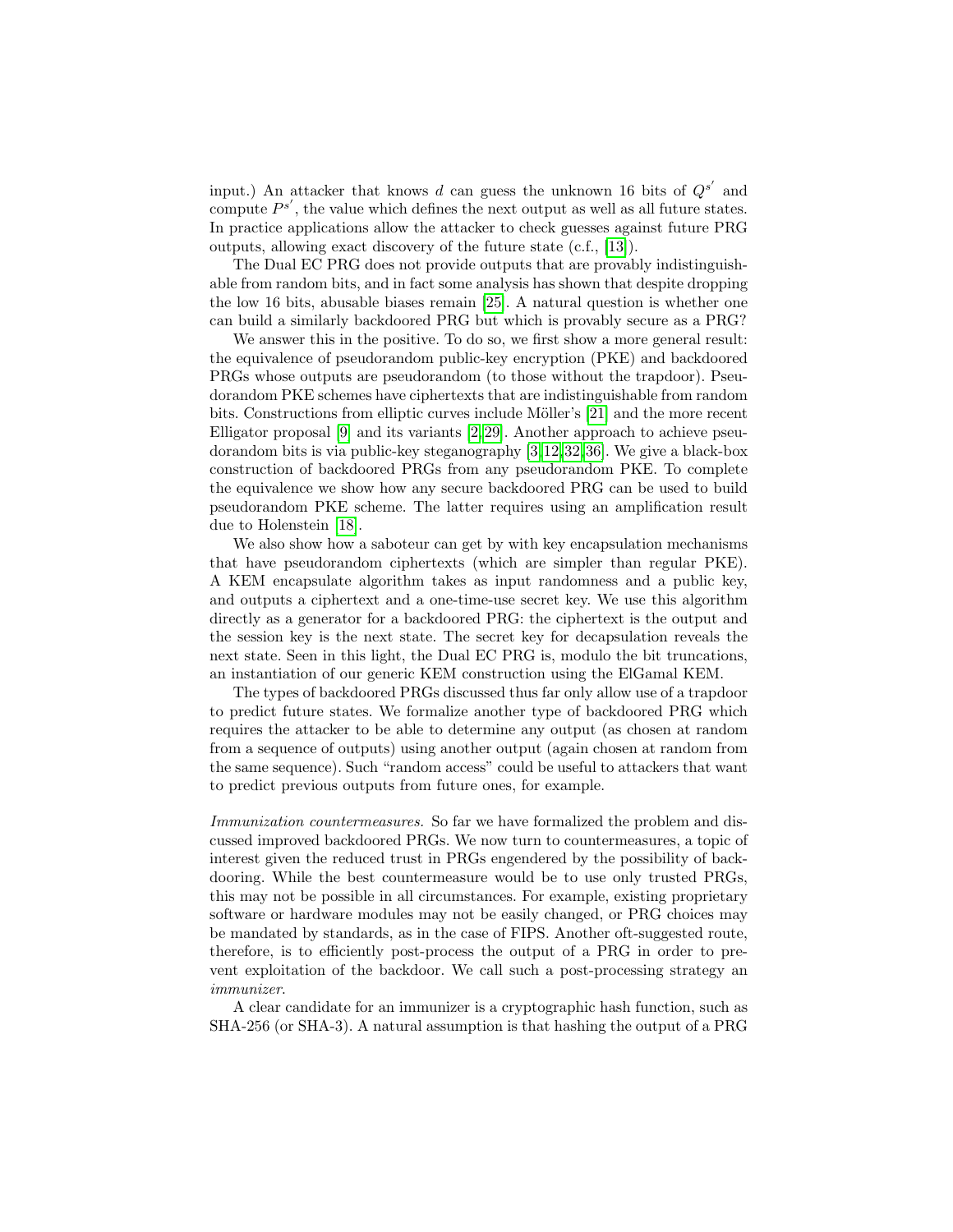input.) An attacker that knows $d$ can guess the unknown 16 bits of $Q^{s'}$ and compute $P^{s'}$, the value which defines the next output as well as all future states. In practice applications allow the attacker to check guesses against future PRG outputs, allowing exact discovery of the future state (c.f., [13]).

The Dual EC PRG does not provide outputs that are provably indistinguishable from random bits, and in fact some analysis has shown that despite dropping the low 16 bits, abusable biases remain [25]. A natural question is whether one can build a similarly backdoored PRG but which is provably secure as a PRG?

We answer this in the positive. To do so, we first show a more general result: the equivalence of pseudorandom public-key encryption (PKE) and backdoored PRGs whose outputs are pseudorandom (to those without the trapdoor). Pseudorandom PKE schemes have ciphertexts that are indistinguishable from random bits. Constructions from elliptic curves include Möller's [21] and the more recent Elligator proposal [9] and its variants [2,29]. Another approach to achieve pseudorandom bits is via public-key steganography [3,12,32,36]. We give a black-box construction of backdoored PRGs from any pseudorandom PKE. To complete the equivalence we show how any secure backdoored PRG can be used to build pseudorandom PKE scheme. The latter requires using an amplification result due to Holenstein [18].

We also show how a saboteur can get by with key encapsulation mechanisms that have pseudorandom ciphertexts (which are simpler than regular PKE). A KEM encapsulate algorithm takes as input randomness and a public key, and outputs a ciphertext and a one-time-use secret key. We use this algorithm directly as a generator for a backdoored PRG: the ciphertext is the output and the session key is the next state. The secret key for decapsulation reveals the next state. Seen in this light, the Dual EC PRG is, modulo the bit truncations, an instantiation of our generic KEM construction using the ElGamal KEM.

The types of backdoored PRGs discussed thus far only allow use of a trapdoor to predict future states. We formalize another type of backdoored PRG which requires the attacker to be able to determine any output (as chosen at random from a sequence of outputs) using another output (again chosen at random from the same sequence). Such "random access" could be useful to attackers that want to predict previous outputs from future ones, for example.

*Immunization countermeasures.* So far we have formalized the problem and discussed improved backdoored PRGs. We now turn to countermeasures, a topic of interest given the reduced trust in PRGs engendered by the possibility of backdooring. While the best countermeasure would be to use only trusted PRGs, this may not be possible in all circumstances. For example, existing proprietary software or hardware modules may not be easily changed, or PRG choices may be mandated by standards, as in the case of FIPS. Another oft-suggested route, therefore, is to efficiently post-process the output of a PRG in order to prevent exploitation of the backdoor. We call such a post-processing strategy an *immunizer*.

A clear candidate for an immunizer is a cryptographic hash function, such as SHA-256 (or SHA-3). A natural assumption is that hashing the output of a PRG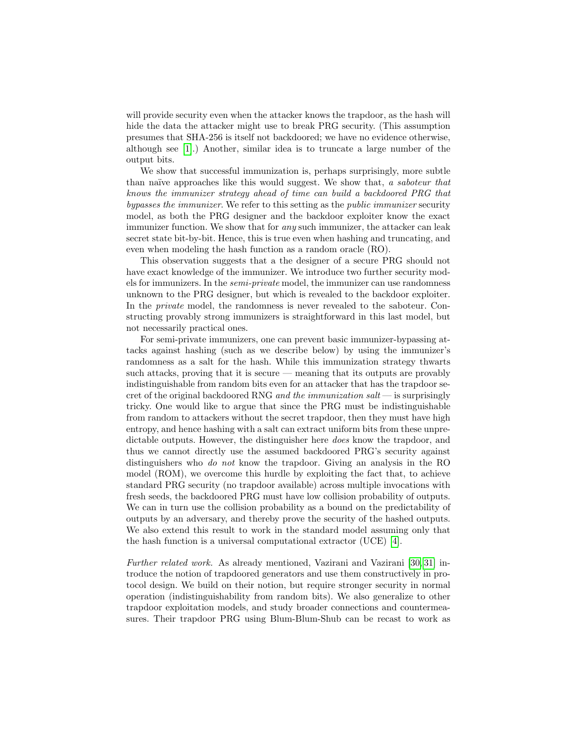will provide security even when the attacker knows the trapdoor, as the hash will hide the data the attacker might use to break PRG security. (This assumption presumes that SHA-256 is itself not backdoored; we have no evidence otherwise, although see [1].) Another, similar idea is to truncate a large number of the output bits.

We show that successful immunization is, perhaps surprisingly, more subtle than naïve approaches like this would suggest. We show that, *a saboteur that knows the immunizer strategy ahead of time can build a backdoored PRG that bypasses the immunizer*. We refer to this setting as the *public immunizer* security model, as both the PRG designer and the backdoor exploiter know the exact immunizer function. We show that for *any* such immunizer, the attacker can leak secret state bit-by-bit. Hence, this is true even when hashing and truncating, and even when modeling the hash function as a random oracle (RO).

This observation suggests that a the designer of a secure PRG should not have exact knowledge of the immunizer. We introduce two further security models for immunizers. In the *semi-private* model, the immunizer can use randomness unknown to the PRG designer, but which is revealed to the backdoor exploiter. In the *private* model, the randomness is never revealed to the saboteur. Constructing provably strong immunizers is straightforward in this last model, but not necessarily practical ones.

For semi-private immunizers, one can prevent basic immunizer-bypassing attacks against hashing (such as we describe below) by using the immunizer's randomness as a salt for the hash. While this immunization strategy thwarts such attacks, proving that it is secure — meaning that its outputs are provably indistinguishable from random bits even for an attacker that has the trapdoor secret of the original backdoored RNG *and the immunization salt* — is surprisingly tricky. One would like to argue that since the PRG must be indistinguishable from random to attackers without the secret trapdoor, then they must have high entropy, and hence hashing with a salt can extract uniform bits from these unpredictable outputs. However, the distinguisher here *does* know the trapdoor, and thus we cannot directly use the assumed backdoored PRG's security against distinguishers who *do not* know the trapdoor. Giving an analysis in the RO model (ROM), we overcome this hurdle by exploiting the fact that, to achieve standard PRG security (no trapdoor available) across multiple invocations with fresh seeds, the backdoored PRG must have low collision probability of outputs. We can in turn use the collision probability as a bound on the predictability of outputs by an adversary, and thereby prove the security of the hashed outputs. We also extend this result to work in the standard model assuming only that the hash function is a universal computational extractor (UCE) [4].

*Further related work.* As already mentioned, Vazirani and Vazirani [30,31] introduce the notion of trapdoored generators and use them constructively in protocol design. We build on their notion, but require stronger security in normal operation (indistinguishability from random bits). We also generalize to other trapdoor exploitation models, and study broader connections and countermeasures. Their trapdoor PRG using Blum-Blum-Shub can be recast to work as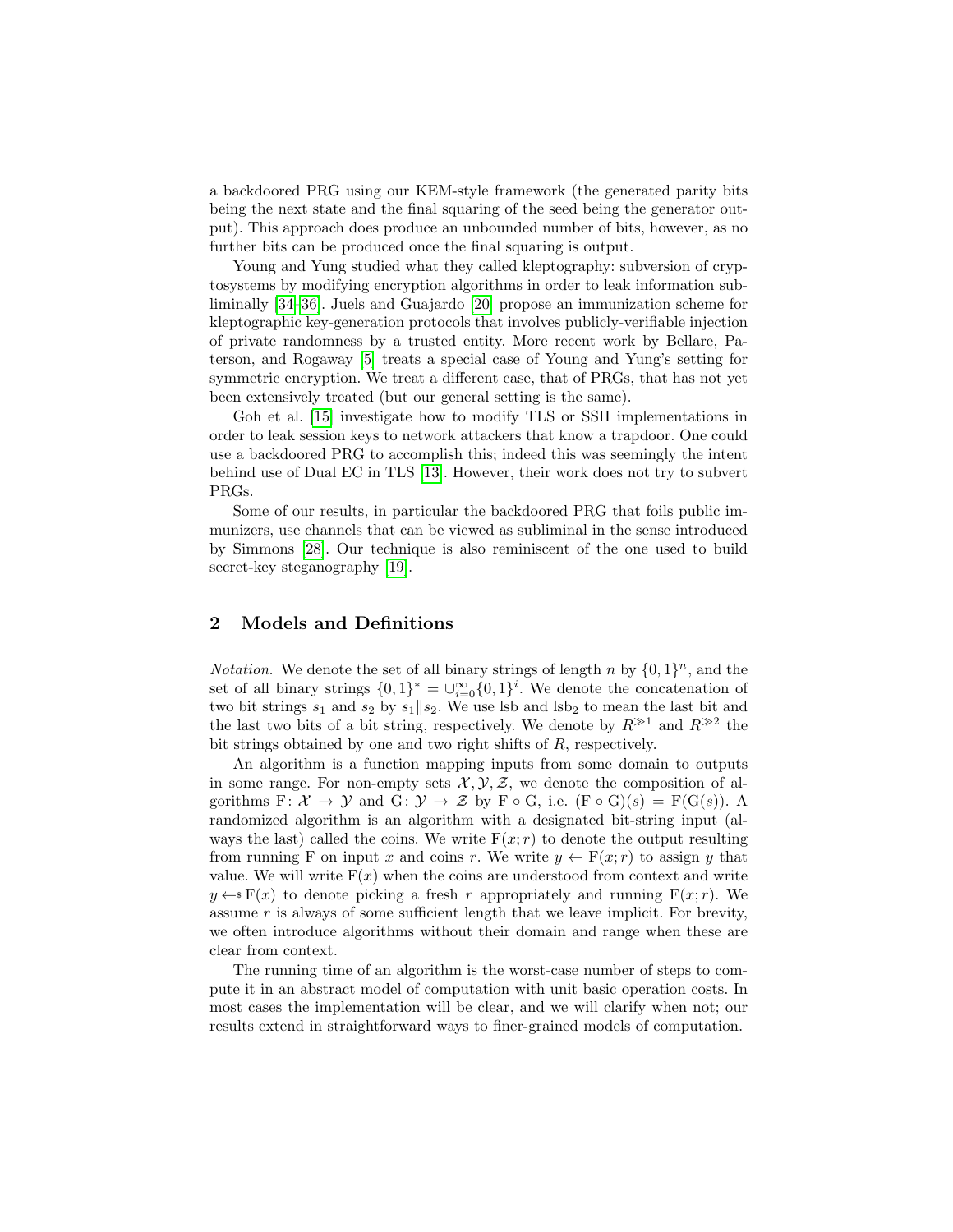a backdoored PRG using our KEM-style framework (the generated parity bits being the next state and the final squaring of the seed being the generator output). This approach does produce an unbounded number of bits, however, as no further bits can be produced once the final squaring is output.

Young and Yung studied what they called kleptography: subversion of cryptosystems by modifying encryption algorithms in order to leak information subliminally [34–36]. Juels and Guajardo [20] propose an immunization scheme for kleptographic key-generation protocols that involves publicly-verifiable injection of private randomness by a trusted entity. More recent work by Bellare, Paterson, and Rogaway [5] treats a special case of Young and Yung's setting for symmetric encryption. We treat a different case, that of PRGs, that has not yet been extensively treated (but our general setting is the same).

Goh et al. [15] investigate how to modify TLS or SSH implementations in order to leak session keys to network attackers that know a trapdoor. One could use a backdoored PRG to accomplish this; indeed this was seemingly the intent behind use of Dual EC in TLS [13]. However, their work does not try to subvert PRGs.

Some of our results, in particular the backdoored PRG that foils public immunizers, use channels that can be viewed as subliminal in the sense introduced by Simmons [28]. Our technique is also reminiscent of the one used to build secret-key steganography [19].

## 2 Models and Definitions

*Notation.* We denote the set of all binary strings of length $n$ by $\{0,1\}^n$, and the set of all binary strings $\{0,1\}^* = \cup_{i=0}^{\infty}\{0,1\}^i$. We denote the concatenation of two bit strings $s_1$ and $s_2$ by $s_1 \| s_2$. We use lsb and $\text{lsb}_2$ to mean the last bit and the last two bits of a bit string, respectively. We denote by $R^{\gg 1}$ and $R^{\gg 2}$ the bit strings obtained by one and two right shifts of $R$, respectively.

An algorithm is a function mapping inputs from some domain to outputs in some range. For non-empty sets $\mathcal{X}, \mathcal{Y}, \mathcal{Z}$, we denote the composition of algorithms $\mathrm{F}\colon \mathcal{X} \to \mathcal{Y}$ and $\mathrm{G}\colon \mathcal{Y} \to \mathcal{Z}$ by $\mathrm{F} \circ \mathrm{G}$, i.e. $(\mathrm{F} \circ \mathrm{G})(s) = \mathrm{F}(\mathrm{G}(s))$. A randomized algorithm is an algorithm with a designated bit-string input (always the last) called the coins. We write $\mathrm{F}(x; r)$ to denote the output resulting from running F on input $x$ and coins $r$. We write $y \leftarrow \mathrm{F}(x; r)$ to assign $y$ that value. We will write $\mathrm{F}(x)$ when the coins are understood from context and write $y \leftarrow\!\!\$\, \mathrm{F}(x)$ to denote picking a fresh $r$ appropriately and running $\mathrm{F}(x; r)$. We assume $r$ is always of some sufficient length that we leave implicit. For brevity, we often introduce algorithms without their domain and range when these are clear from context.

The running time of an algorithm is the worst-case number of steps to compute it in an abstract model of computation with unit basic operation costs. In most cases the implementation will be clear, and we will clarify when not; our results extend in straightforward ways to finer-grained models of computation.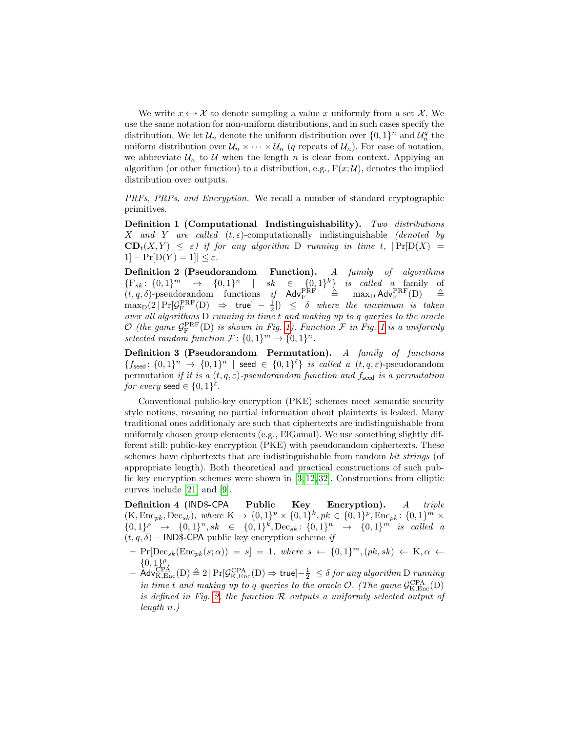We write $x \leftarrow\!\!\$\; \mathcal{X}$ to denote sampling a value $x$ uniformly from a set $\mathcal{X}$. We use the same notation for non-uniform distributions, and in such cases specify the distribution. We let $\mathcal{U}_n$ denote the uniform distribution over $\{0,1\}^n$ and $\mathcal{U}_n^q$ the uniform distribution over $\mathcal{U}_n \times \cdots \times \mathcal{U}_n$ ($q$ repeats of $\mathcal{U}_n$). For ease of notation, we abbreviate $\mathcal{U}_n$ to $\mathcal{U}$ when the length $n$ is clear from context. Applying an algorithm (or other function) to a distribution, e.g., $\mathrm{F}(x;\mathcal{U})$, denotes the implied distribution over outputs.

*PRFs, PRPs, and Encryption.* We recall a number of standard cryptographic primitives.

**Definition 1 (Computational Indistinguishability).** *Two distributions $X$ and $Y$ are called* $(t,\varepsilon)$-computationally indistinguishable *(denoted by $\mathbf{CD}_t(X,Y) \le \varepsilon$) if for any algorithm* D *running in time $t$, $|\Pr[\mathrm{D}(X) = 1] - \Pr[\mathrm{D}(Y) = 1]| \le \varepsilon$.*

**Definition 2 (Pseudorandom Function).** *A family of algorithms $\{\mathrm{F}_{sk}\colon \{0,1\}^m \to \{0,1\}^n \mid sk \in \{0,1\}^k\}$ is called a* family of $(t,q,\delta)$-pseudorandom functions *if $\mathsf{Adv}^{\mathrm{PRF}}_{\mathrm{F}} \triangleq \max_{\mathrm{D}} \mathsf{Adv}^{\mathrm{PRF}}_{\mathrm{F}}(\mathrm{D}) \triangleq \max_{\mathrm{D}}(2\,|\Pr[\mathcal{G}^{\mathrm{PRF}}_{\mathrm{F}}(\mathrm{D}) \Rightarrow \mathsf{true}] - \frac{1}{2}|) \le \delta$ where the maximum is taken over all algorithms* D *running in time $t$ and making up to $q$ queries to the oracle $\mathcal{O}$ (the game $\mathcal{G}^{\mathrm{PRF}}_{\mathrm{F}}(\mathrm{D})$ is shown in Fig. 1). Function $\mathcal{F}$ in Fig. 1 is a uniformly selected random function $\mathcal{F}\colon \{0,1\}^m \to \{0,1\}^n$.*

**Definition 3 (Pseudorandom Permutation).** *A family of functions $\{f_{\mathsf{seed}}\colon \{0,1\}^n \to \{0,1\}^n \mid \mathsf{seed} \in \{0,1\}^\ell\}$ is called a* $(t,q,\varepsilon)$-pseudorandom permutation *if it is a $(t,q,\varepsilon)$-pseudorandom function and $f_{\mathsf{seed}}$ is a permutation for every $\mathsf{seed} \in \{0,1\}^\ell$.*

Conventional public-key encryption (PKE) schemes meet semantic security style notions, meaning no partial information about plaintexts is leaked. Many traditional ones additionaly are such that ciphertexts are indistinguishable from uniformly chosen group elements (e.g., ElGamal). We use something slightly different still: public-key encryption (PKE) with pseudorandom ciphertexts. These schemes have ciphertexts that are indistinguishable from random *bit strings* (of appropriate length). Both theoretical and practical constructions of such public key encryption schemes were shown in [3,12,32]. Constructions from elliptic curves include [21] and [9].

**Definition 4 (IND\$-CPA Public Key Encryption).** *A triple $(\mathrm{K}, \mathrm{Enc}_{pk}, \mathrm{Dec}_{sk})$, where $\mathrm{K} \to \{0,1\}^p \times \{0,1\}^k, pk \in \{0,1\}^p, \mathrm{Enc}_{pk}\colon \{0,1\}^m \times \{0,1\}^\rho \to \{0,1\}^n, sk \in \{0,1\}^k, \mathrm{Dec}_{sk}\colon \{0,1\}^n \to \{0,1\}^m$ is called a* $(t,q,\delta)$ – IND\$-CPA public key encryption scheme *if*

- *$\Pr[\mathrm{Dec}_{sk}(\mathrm{Enc}_{pk}(s;\alpha)) = s] = 1$, where $s \leftarrow \{0,1\}^m, (pk,sk) \leftarrow \mathrm{K}, \alpha \leftarrow \{0,1\}^\rho$,*
- *$\mathsf{Adv}^{\mathrm{CPA}}_{\mathrm{K,Enc}}(\mathrm{D}) \triangleq 2\,|\Pr[\mathcal{G}^{\mathrm{CPA}}_{\mathrm{K,Enc}}(\mathrm{D}) \Rightarrow \mathsf{true}] - \frac{1}{2}| \le \delta$ for any algorithm* D *running in time $t$ and making up to $q$ queries to the oracle $\mathcal{O}$. (The game $\mathcal{G}^{\mathrm{CPA}}_{\mathrm{K,Enc}}(\mathrm{D})$ is defined in Fig. 2, the function $\mathcal{R}$ outputs a uniformly selected output of length $n$.)*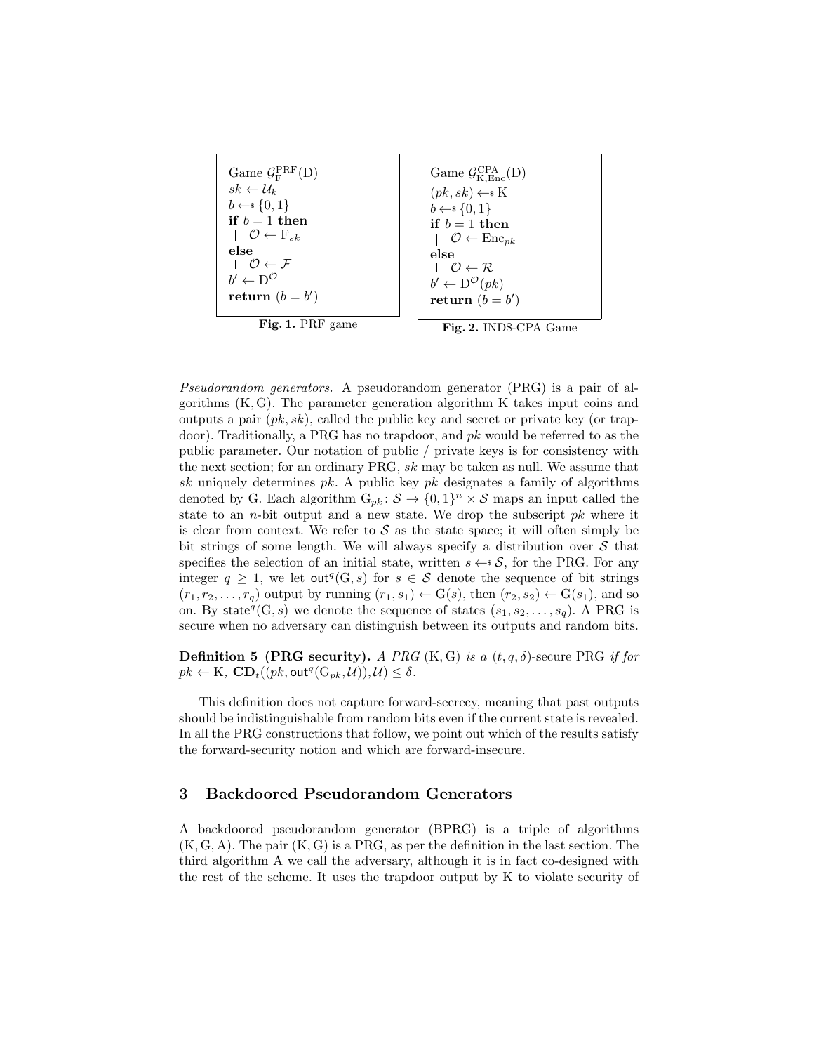```
Game G_F^PRF(D)
sk ← U_k
b ←$ {0,1}
if b = 1 then
 | O ← F_sk
else
 | O ← 𝓕
b' ← D^O
return (b = b')
```

**Fig. 1.** PRF game

```
Game G_{K,Enc}^CPA(D)
(pk, sk) ←$ K
b ←$ {0,1}
if b = 1 then
 | O ← Enc_pk
else
 | O ← 𝓡
b' ← D^O(pk)
return (b = b')
```

**Fig. 2.** IND\$-CPA Game

*Pseudorandom generators.* A pseudorandom generator (PRG) is a pair of algorithms $(\mathrm{K}, \mathrm{G})$. The parameter generation algorithm K takes input coins and outputs a pair $(pk, sk)$, called the public key and secret or private key (or trapdoor). Traditionally, a PRG has no trapdoor, and $pk$ would be referred to as the public parameter. Our notation of public / private keys is for consistency with the next section; for an ordinary PRG, $sk$ may be taken as null. We assume that $sk$ uniquely determines $pk$. A public key $pk$ designates a family of algorithms denoted by G. Each algorithm $\mathrm{G}_{pk} \colon \mathcal{S} \to \{0,1\}^n \times \mathcal{S}$ maps an input called the state to an $n$-bit output and a new state. We drop the subscript $pk$ where it is clear from context. We refer to $\mathcal{S}$ as the state space; it will often simply be bit strings of some length. We will always specify a distribution over $\mathcal{S}$ that specifies the selection of an initial state, written $s \leftarrow\!\!\$\, \mathcal{S}$, for the PRG. For any integer $q \geq 1$, we let $\mathsf{out}^q(\mathrm{G}, s)$ for $s \in \mathcal{S}$ denote the sequence of bit strings $(r_1, r_2, \ldots, r_q)$ output by running $(r_1, s_1) \leftarrow \mathrm{G}(s)$, then $(r_2, s_2) \leftarrow \mathrm{G}(s_1)$, and so on. By $\mathsf{state}^q(\mathrm{G}, s)$ we denote the sequence of states $(s_1, s_2, \ldots, s_q)$. A PRG is secure when no adversary can distinguish between its outputs and random bits.

**Definition 5 (PRG security).** *A PRG* $(\mathrm{K}, \mathrm{G})$ *is a* $(t, q, \delta)$*-secure* PRG *if for* $pk \leftarrow \mathrm{K}$*,* $\mathbf{CD}_t((pk, \mathsf{out}^q(\mathrm{G}_{pk}, \mathcal{U})), \mathcal{U}) \leq \delta$*.*

This definition does not capture forward-secrecy, meaning that past outputs should be indistinguishable from random bits even if the current state is revealed. In all the PRG constructions that follow, we point out which of the results satisfy the forward-security notion and which are forward-insecure.

## 3 Backdoored Pseudorandom Generators

A backdoored pseudorandom generator (BPRG) is a triple of algorithms $(\mathrm{K}, \mathrm{G}, \mathrm{A})$. The pair $(\mathrm{K}, \mathrm{G})$ is a PRG, as per the definition in the last section. The third algorithm A we call the adversary, although it is in fact co-designed with the rest of the scheme. It uses the trapdoor output by K to violate security of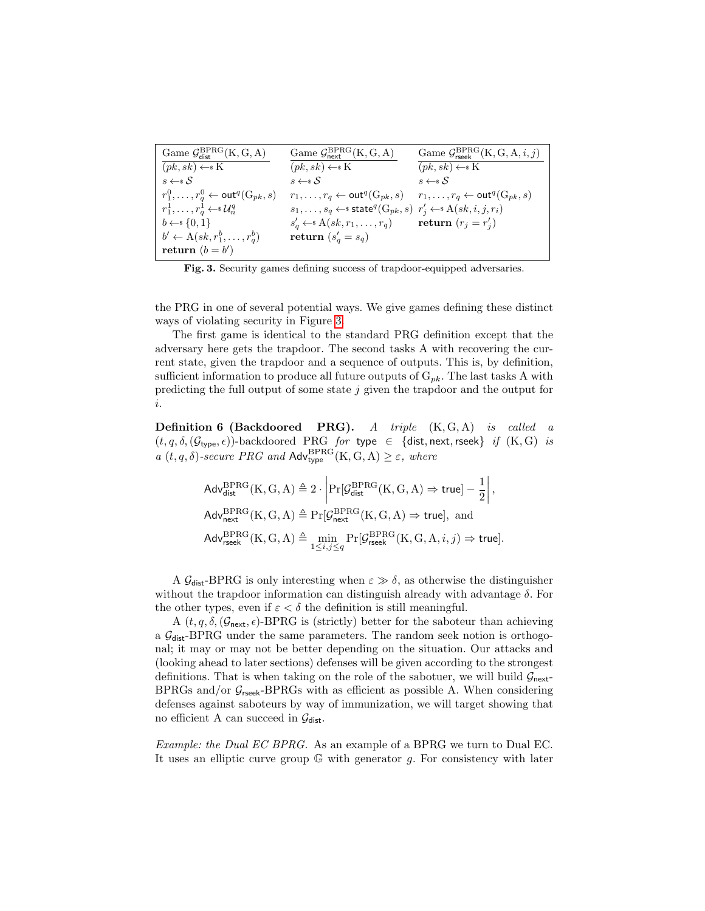| Game $\mathcal{G}^{\mathrm{BPRG}}_{\mathsf{dist}}(\mathrm{K}, \mathrm{G}, \mathrm{A})$ | Game $\mathcal{G}^{\mathrm{BPRG}}_{\mathsf{next}}(\mathrm{K}, \mathrm{G}, \mathrm{A})$ | Game $\mathcal{G}^{\mathrm{BPRG}}_{\mathsf{rseek}}(\mathrm{K}, \mathrm{G}, \mathrm{A}, i, j)$ |
|---|---|---|
| $(pk, sk) \leftarrow\!\!\$\, \mathrm{K}$ | $(pk, sk) \leftarrow\!\!\$\, \mathrm{K}$ | $(pk, sk) \leftarrow\!\!\$\, \mathrm{K}$ |
| $s \leftarrow\!\!\$\, \mathcal{S}$ | $s \leftarrow\!\!\$\, \mathcal{S}$ | $s \leftarrow\!\!\$\, \mathcal{S}$ |
| $r^0_1, \ldots, r^0_q \leftarrow \mathsf{out}^q(\mathrm{G}_{pk}, s)$ | $r_1, \ldots, r_q \leftarrow \mathsf{out}^q(\mathrm{G}_{pk}, s)$ | $r_1, \ldots, r_q \leftarrow \mathsf{out}^q(\mathrm{G}_{pk}, s)$ |
| $r^1_1, \ldots, r^1_q \leftarrow\!\!\$\, \mathcal{U}^q_n$ | $s_1, \ldots, s_q \leftarrow\!\!\$\, \mathsf{state}^q(\mathrm{G}_{pk}, s)$ | $r'_j \leftarrow\!\!\$\, \mathrm{A}(sk, i, j, r_i)$ |
| $b \leftarrow\!\!\$\, \{0, 1\}$ | $s'_q \leftarrow\!\!\$\, \mathrm{A}(sk, r_1, \ldots, r_q)$ | **return** $(r_j = r'_j)$ |
| $b' \leftarrow \mathrm{A}(sk, r^b_1, \ldots, r^b_q)$ | **return** $(s'_q = s_q)$ | |
| **return** $(b = b')$ | | |

**Fig. 3.** Security games defining success of trapdoor-equipped adversaries.

the PRG in one of several potential ways. We give games defining these distinct ways of violating security in Figure 3.

The first game is identical to the standard PRG definition except that the adversary here gets the trapdoor. The second tasks A with recovering the current state, given the trapdoor and a sequence of outputs. This is, by definition, sufficient information to produce all future outputs of $\mathrm{G}_{pk}$. The last tasks A with predicting the full output of some state $j$ given the trapdoor and the output for $i$.

**Definition 6 (Backdoored PRG).** *A triple* $(\mathrm{K}, \mathrm{G}, \mathrm{A})$ *is called a* $(t, q, \delta, (\mathcal{G}_{\mathsf{type}}, \epsilon))$*-backdoored* PRG *for* $\mathsf{type} \in \{\mathsf{dist}, \mathsf{next}, \mathsf{rseek}\}$ *if* $(\mathrm{K}, \mathrm{G})$ *is a* $(t, q, \delta)$*-secure PRG and* $\mathsf{Adv}^{\mathrm{BPRG}}_{\mathsf{type}}(\mathrm{K}, \mathrm{G}, \mathrm{A}) \geq \varepsilon$*, where*

$$\mathsf{Adv}^{\mathrm{BPRG}}_{\mathsf{dist}}(\mathrm{K}, \mathrm{G}, \mathrm{A}) \triangleq 2 \cdot \left| \Pr[\mathcal{G}^{\mathrm{BPRG}}_{\mathsf{dist}}(\mathrm{K}, \mathrm{G}, \mathrm{A}) \Rightarrow \mathsf{true}] - \frac{1}{2} \right|,$$

$$\mathsf{Adv}^{\mathrm{BPRG}}_{\mathsf{next}}(\mathrm{K}, \mathrm{G}, \mathrm{A}) \triangleq \Pr[\mathcal{G}^{\mathrm{BPRG}}_{\mathsf{next}}(\mathrm{K}, \mathrm{G}, \mathrm{A}) \Rightarrow \mathsf{true}], \text{ and}$$

$$\mathsf{Adv}^{\mathrm{BPRG}}_{\mathsf{rseek}}(\mathrm{K}, \mathrm{G}, \mathrm{A}) \triangleq \min_{1 \leq i,j \leq q} \Pr[\mathcal{G}^{\mathrm{BPRG}}_{\mathsf{rseek}}(\mathrm{K}, \mathrm{G}, \mathrm{A}, i, j) \Rightarrow \mathsf{true}].$$

A $\mathcal{G}_{\mathsf{dist}}$-BPRG is only interesting when $\varepsilon \gg \delta$, as otherwise the distinguisher without the trapdoor information can distinguish already with advantage $\delta$. For the other types, even if $\varepsilon < \delta$ the definition is still meaningful.

A $(t, q, \delta, (\mathcal{G}_{\mathsf{next}}, \epsilon)$-BPRG is (strictly) better for the saboteur than achieving a $\mathcal{G}_{\mathsf{dist}}$-BPRG under the same parameters. The random seek notion is orthogonal; it may or may not be better depending on the situation. Our attacks and (looking ahead to later sections) defenses will be given according to the strongest definitions. That is when taking on the role of the sabotuer, we will build $\mathcal{G}_{\mathsf{next}}$-BPRGs and/or $\mathcal{G}_{\mathsf{rseek}}$-BPRGs with as efficient as possible A. When considering defenses against saboteurs by way of immunization, we will target showing that no efficient A can succeed in $\mathcal{G}_{\mathsf{dist}}$.

*Example: the Dual EC BPRG.* As an example of a BPRG we turn to Dual EC. It uses an elliptic curve group $\mathbb{G}$ with generator $g$. For consistency with later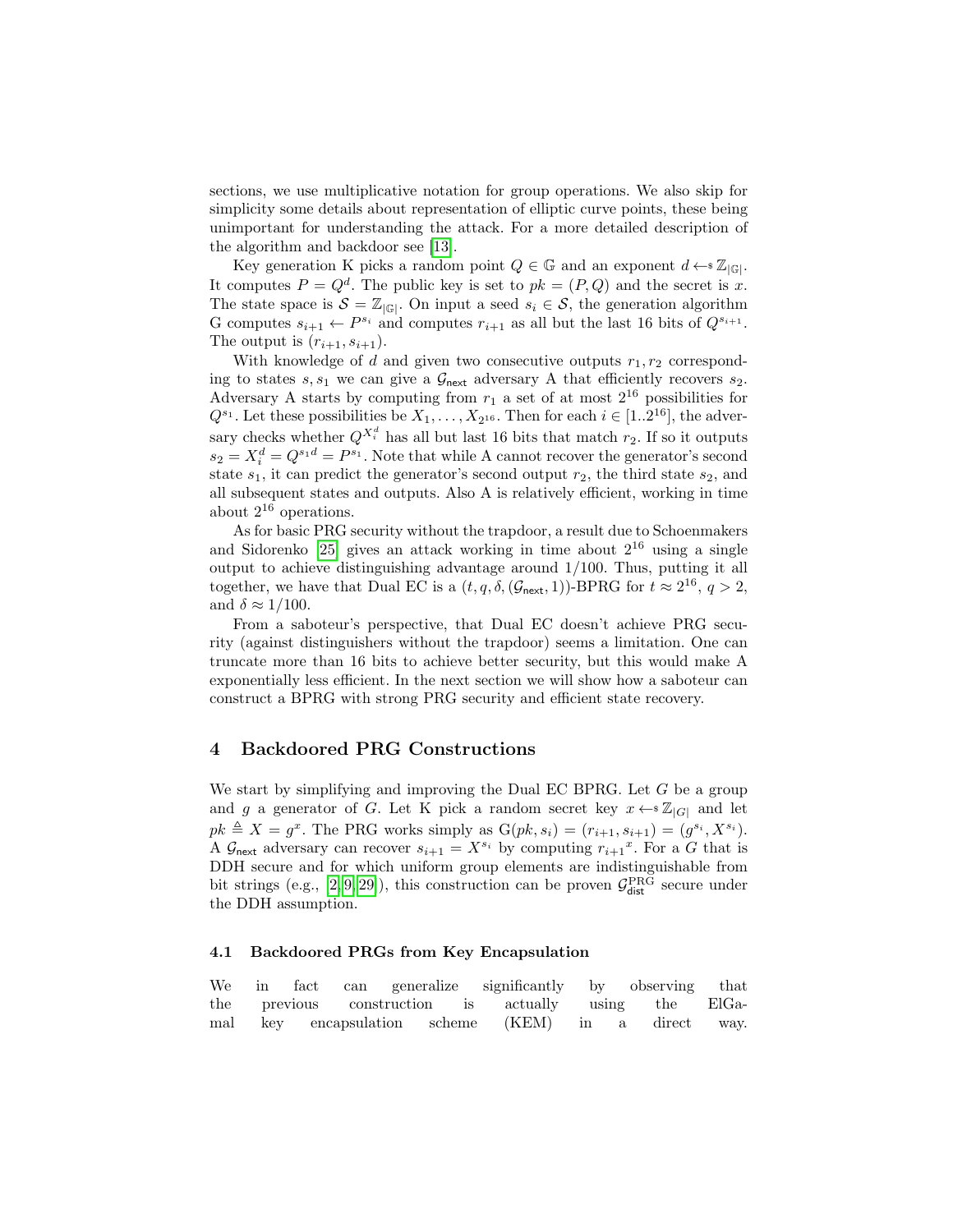sections, we use multiplicative notation for group operations. We also skip for simplicity some details about representation of elliptic curve points, these being unimportant for understanding the attack. For a more detailed description of the algorithm and backdoor see [13].

Key generation K picks a random point $Q \in \mathbb{G}$ and an exponent $d \leftarrow\!\!\$\, \mathbb{Z}_{|\mathbb{G}|}$. It computes $P = Q^d$. The public key is set to $pk = (P, Q)$ and the secret is $x$. The state space is $\mathcal{S} = \mathbb{Z}_{|\mathbb{G}|}$. On input a seed $s_i \in \mathcal{S}$, the generation algorithm G computes $s_{i+1} \leftarrow P^{s_i}$ and computes $r_{i+1}$ as all but the last 16 bits of $Q^{s_{i+1}}$. The output is $(r_{i+1}, s_{i+1})$.

With knowledge of $d$ and given two consecutive outputs $r_1, r_2$ corresponding to states $s, s_1$ we can give a $\mathcal{G}_{\mathsf{next}}$ adversary A that efficiently recovers $s_2$. Adversary A starts by computing from $r_1$ a set of at most $2^{16}$ possibilities for $Q^{s_1}$. Let these possibilities be $X_1, \ldots, X_{2^{16}}$. Then for each $i \in [1..2^{16}]$, the adversary checks whether $Q^{X_i^d}$ has all but last 16 bits that match $r_2$. If so it outputs $s_2 = X_i^d = Q^{s_1 d} = P^{s_1}$. Note that while A cannot recover the generator's second state $s_1$, it can predict the generator's second output $r_2$, the third state $s_2$, and all subsequent states and outputs. Also A is relatively efficient, working in time about $2^{16}$ operations.

As for basic PRG security without the trapdoor, a result due to Schoenmakers and Sidorenko [25] gives an attack working in time about $2^{16}$ using a single output to achieve distinguishing advantage around 1/100. Thus, putting it all together, we have that Dual EC is a $(t, q, \delta, (\mathcal{G}_{\mathsf{next}}, 1))$-BPRG for $t \approx 2^{16}$, $q > 2$, and $\delta \approx 1/100$.

From a saboteur's perspective, that Dual EC doesn't achieve PRG security (against distinguishers without the trapdoor) seems a limitation. One can truncate more than 16 bits to achieve better security, but this would make A exponentially less efficient. In the next section we will show how a saboteur can construct a BPRG with strong PRG security and efficient state recovery.

## 4 Backdoored PRG Constructions

We start by simplifying and improving the Dual EC BPRG. Let $G$ be a group and $g$ a generator of $G$. Let K pick a random secret key $x \leftarrow\!\!\$\, \mathbb{Z}_{|G|}$ and let $pk \triangleq X = g^x$. The PRG works simply as $\mathrm{G}(pk, s_i) = (r_{i+1}, s_{i+1}) = (g^{s_i}, X^{s_i})$. A $\mathcal{G}_{\mathsf{next}}$ adversary can recover $s_{i+1} = X^{s_i}$ by computing ${r_{i+1}}^x$. For a $G$ that is DDH secure and for which uniform group elements are indistinguishable from bit strings (e.g., [2,9,29]), this construction can be proven $\mathcal{G}_{\mathsf{dist}}^{\mathrm{PRG}}$ secure under the DDH assumption.

### 4.1 Backdoored PRGs from Key Encapsulation

We in fact can generalize significantly by observing that the previous construction is actually using the ElGamal key encapsulation scheme (KEM) in a direct way.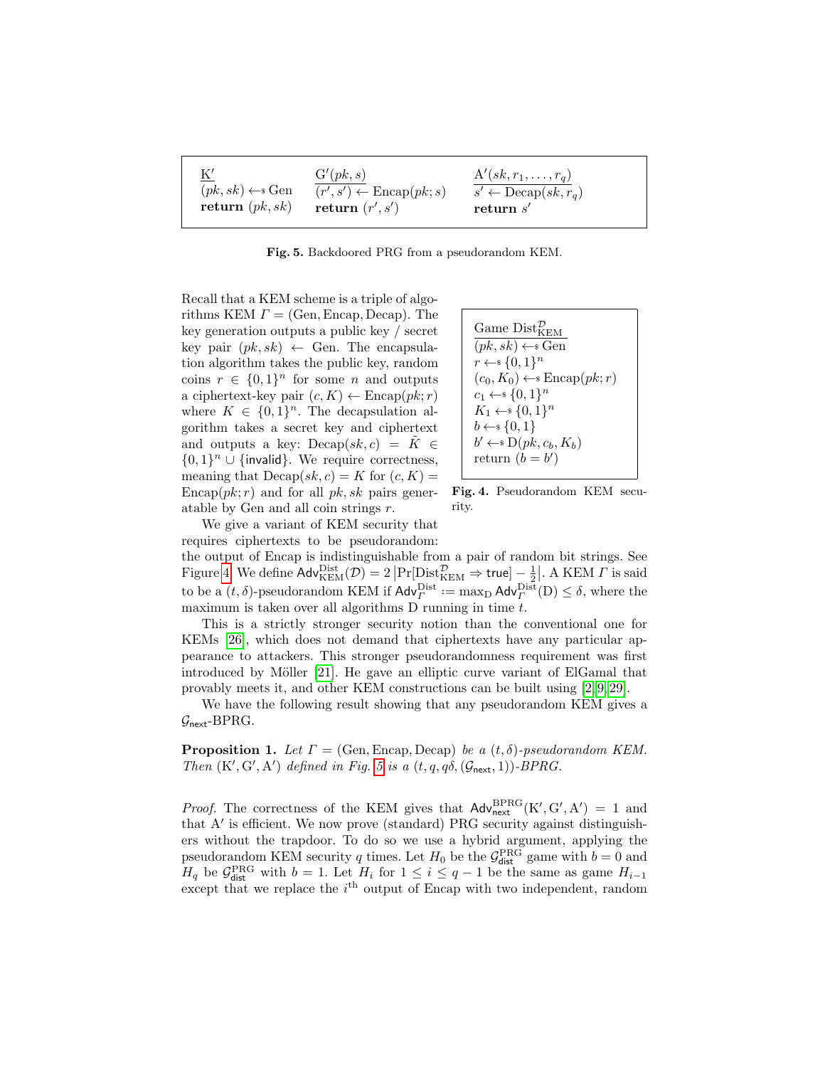$$
\begin{array}{lll}
\underline{\mathrm{K}'} & \underline{\mathrm{G}'(pk, s)} & \underline{\mathrm{A}'(sk, r_1, \ldots, r_q)} \\
(pk, sk) \leftarrow\!\!\$\ \mathrm{Gen} & (r', s') \leftarrow \mathrm{Encap}(pk; s) & s' \leftarrow \mathrm{Decap}(sk, r_q) \\
\textbf{return } (pk, sk) & \textbf{return } (r', s') & \textbf{return } s'
\end{array}
$$

**Fig. 5.** Backdoored PRG from a pseudorandom KEM.

$$
\begin{array}{l}
\underline{\text{Game } \mathrm{Dist}^{\mathcal{D}}_{\mathrm{KEM}}} \\
(pk, sk) \leftarrow\!\!\$\ \mathrm{Gen} \\
r \leftarrow\!\!\$\ \{0,1\}^n \\
(c_0, K_0) \leftarrow\!\!\$\ \mathrm{Encap}(pk; r) \\
c_1 \leftarrow\!\!\$\ \{0,1\}^n \\
K_1 \leftarrow\!\!\$\ \{0,1\}^n \\
b \leftarrow\!\!\$\ \{0,1\} \\
b' \leftarrow\!\!\$\ \mathrm{D}(pk, c_b, K_b) \\
\text{return } (b = b')
\end{array}
$$

**Fig. 4.** Pseudorandom KEM security.

Recall that a KEM scheme is a triple of algorithms KEM $\Gamma = (\mathrm{Gen}, \mathrm{Encap}, \mathrm{Decap})$. The key generation outputs a public key / secret key pair $(pk, sk) \leftarrow \mathrm{Gen}$. The encapsulation algorithm takes the public key, random coins $r \in \{0,1\}^n$ for some $n$ and outputs a ciphertext-key pair $(c, K) \leftarrow \mathrm{Encap}(pk; r)$ where $K \in \{0,1\}^n$. The decapsulation algorithm takes a secret key and ciphertext and outputs a key: $\mathrm{Decap}(sk, c) = \tilde{K} \in \{0,1\}^n \cup \{\mathsf{invalid}\}$. We require correctness, meaning that $\mathrm{Decap}(sk, c) = K$ for $(c, K) = \mathrm{Encap}(pk; r)$ and for all $pk, sk$ pairs generatable by Gen and all coin strings $r$.

We give a variant of KEM security that requires ciphertexts to be pseudorandom: the output of Encap is indistinguishable from a pair of random bit strings. See Figure 4. We define $\mathsf{Adv}^{\mathrm{Dist}}_{\mathrm{KEM}}(\mathcal{D}) = 2\left|\Pr[\mathrm{Dist}^{\mathcal{D}}_{\mathrm{KEM}} \Rightarrow \mathsf{true}] - \frac{1}{2}\right|$. A KEM $\Gamma$ is said to be a $(t, \delta)$-pseudorandom KEM if $\mathsf{Adv}^{\mathrm{Dist}}_{\Gamma} := \max_{\mathrm{D}} \mathsf{Adv}^{\mathrm{Dist}}_{\Gamma}(\mathrm{D}) \leq \delta$, where the maximum is taken over all algorithms D running in time $t$.

This is a strictly stronger security notion than the conventional one for KEMs [26], which does not demand that ciphertexts have any particular appearance to attackers. This stronger pseudorandomness requirement was first introduced by Möller [21]. He gave an elliptic curve variant of ElGamal that provably meets it, and other KEM constructions can be built using [2,9,29].

We have the following result showing that any pseudorandom KEM gives a $\mathcal{G}_{\mathsf{next}}$-BPRG.

**Proposition 1.** *Let $\Gamma = (\mathrm{Gen}, \mathrm{Encap}, \mathrm{Decap})$ be a $(t, \delta)$-pseudorandom KEM. Then $(\mathrm{K}', \mathrm{G}', \mathrm{A}')$ defined in Fig. 5 is a $(t, q, q\delta, (\mathcal{G}_{\mathsf{next}}, 1))$-BPRG.*

*Proof.* The correctness of the KEM gives that $\mathsf{Adv}^{\mathrm{BPRG}}_{\mathsf{next}}(\mathrm{K}', \mathrm{G}', \mathrm{A}') = 1$ and that $\mathrm{A}'$ is efficient. We now prove (standard) PRG security against distinguishers without the trapdoor. To do so we use a hybrid argument, applying the pseudorandom KEM security $q$ times. Let $H_0$ be the $\mathcal{G}^{\mathrm{PRG}}_{\mathsf{dist}}$ game with $b = 0$ and $H_q$ be $\mathcal{G}^{\mathrm{PRG}}_{\mathsf{dist}}$ with $b = 1$. Let $H_i$ for $1 \leq i \leq q-1$ be the same as game $H_{i-1}$ except that we replace the $i^{\text{th}}$ output of Encap with two independent, random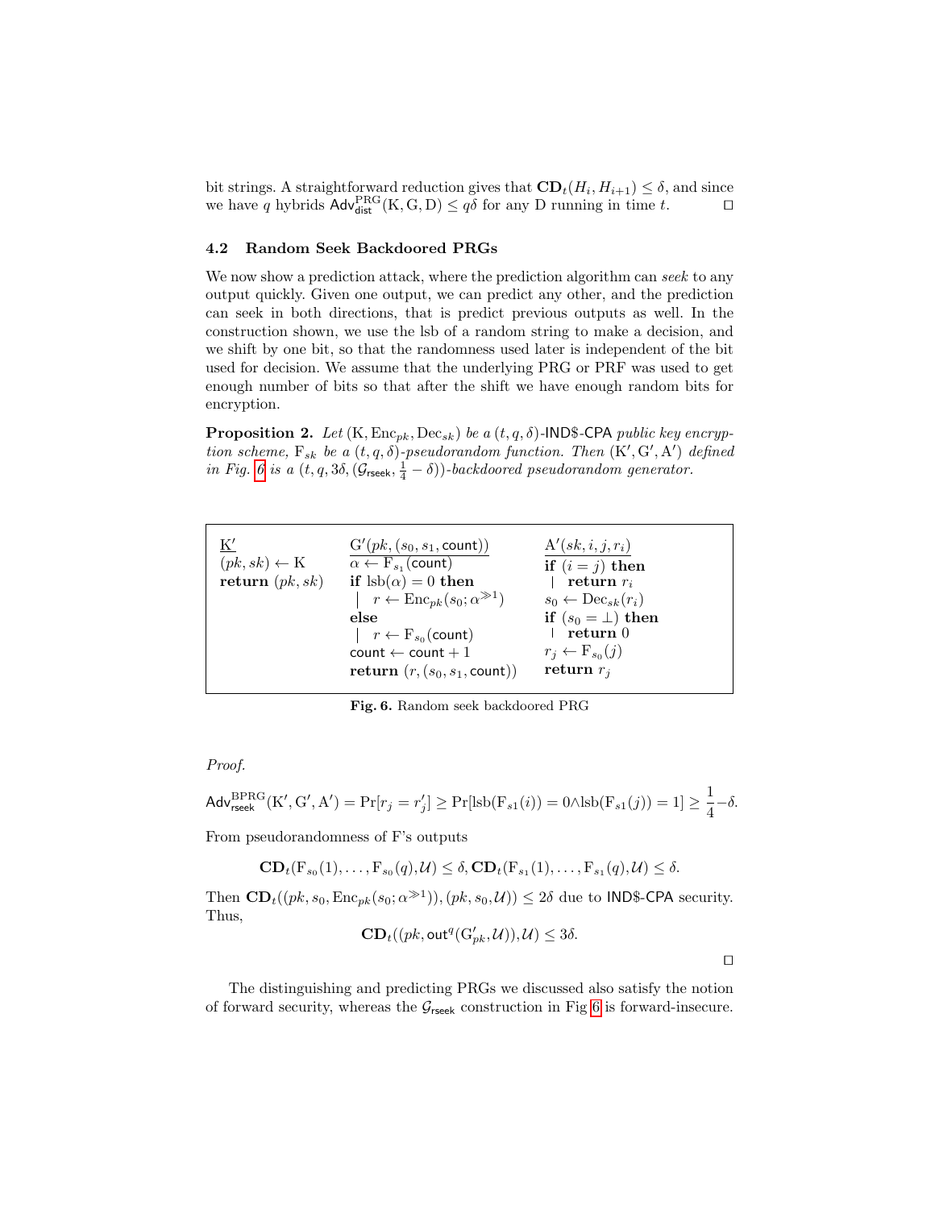bit strings. A straightforward reduction gives that $\mathbf{CD}_t(H_i, H_{i+1}) \leq \delta$, and since we have $q$ hybrids $\mathsf{Adv}^{\mathrm{PRG}}_{\mathsf{dist}}(\mathrm{K}, \mathrm{G}, \mathrm{D}) \leq q\delta$ for any D running in time $t$. □

### 4.2 Random Seek Backdoored PRGs

We now show a prediction attack, where the prediction algorithm can *seek* to any output quickly. Given one output, we can predict any other, and the prediction can seek in both directions, that is predict previous outputs as well. In the construction shown, we use the lsb of a random string to make a decision, and we shift by one bit, so that the randomness used later is independent of the bit used for decision. We assume that the underlying PRG or PRF was used to get enough number of bits so that after the shift we have enough random bits for encryption.

**Proposition 2.** *Let* $(\mathrm{K}, \mathrm{Enc}_{pk}, \mathrm{Dec}_{sk})$ *be a* $(t, q, \delta)$*-*$\mathsf{IND\$\text{-}CPA}$ *public key encryption scheme,* $\mathrm{F}_{sk}$ *be a* $(t, q, \delta)$*-pseudorandom function. Then* $(\mathrm{K}', \mathrm{G}', \mathrm{A}')$ *defined in Fig. 6 is a* $(t, q, 3\delta, (\mathcal{G}_{\mathsf{rseek}}, \frac{1}{4} - \delta))$*-backdoored pseudorandom generator.*

```
K'                     G'(pk, (s0, s1, count))          A'(sk, i, j, r_i)
(pk, sk) ← K           α ← F_{s1}(count)                if (i = j) then
return (pk, sk)        if lsb(α) = 0 then                 | return r_i
                         | r ← Enc_pk(s0; α^{≫1})        s0 ← Dec_sk(r_i)
                       else                             if (s0 = ⊥) then
                         | r ← F_{s0}(count)              | return 0
                       count ← count + 1                r_j ← F_{s0}(j)
                       return (r, (s0, s1, count))      return r_j
```

**Fig. 6.** Random seek backdoored PRG

*Proof.*

$$\mathsf{Adv}^{\mathrm{BPRG}}_{\mathsf{rseek}}(\mathrm{K}', \mathrm{G}', \mathrm{A}') = \Pr[r_j = r'_j] \geq \Pr[\mathrm{lsb}(\mathrm{F}_{s1}(i)) = 0 \wedge \mathrm{lsb}(\mathrm{F}_{s1}(j)) = 1] \geq \frac{1}{4} - \delta.$$

From pseudorandomness of F's outputs

$$\mathbf{CD}_t(\mathrm{F}_{s_0}(1), \ldots, \mathrm{F}_{s_0}(q), \mathcal{U}) \leq \delta, \mathbf{CD}_t(\mathrm{F}_{s_1}(1), \ldots, \mathrm{F}_{s_1}(q), \mathcal{U}) \leq \delta.$$

Then $\mathbf{CD}_t((pk, s_0, \mathrm{Enc}_{pk}(s_0; \alpha^{\gg 1})), (pk, s_0, \mathcal{U})) \leq 2\delta$ due to $\mathsf{IND\$\text{-}CPA}$ security. Thus,

$$\mathbf{CD}_t((pk, \mathsf{out}^q(\mathrm{G}'_{pk}, \mathcal{U})), \mathcal{U}) \leq 3\delta.$$

□

The distinguishing and predicting PRGs we discussed also satisfy the notion of forward security, whereas the $\mathcal{G}_{\mathsf{rseek}}$ construction in Fig 6 is forward-insecure.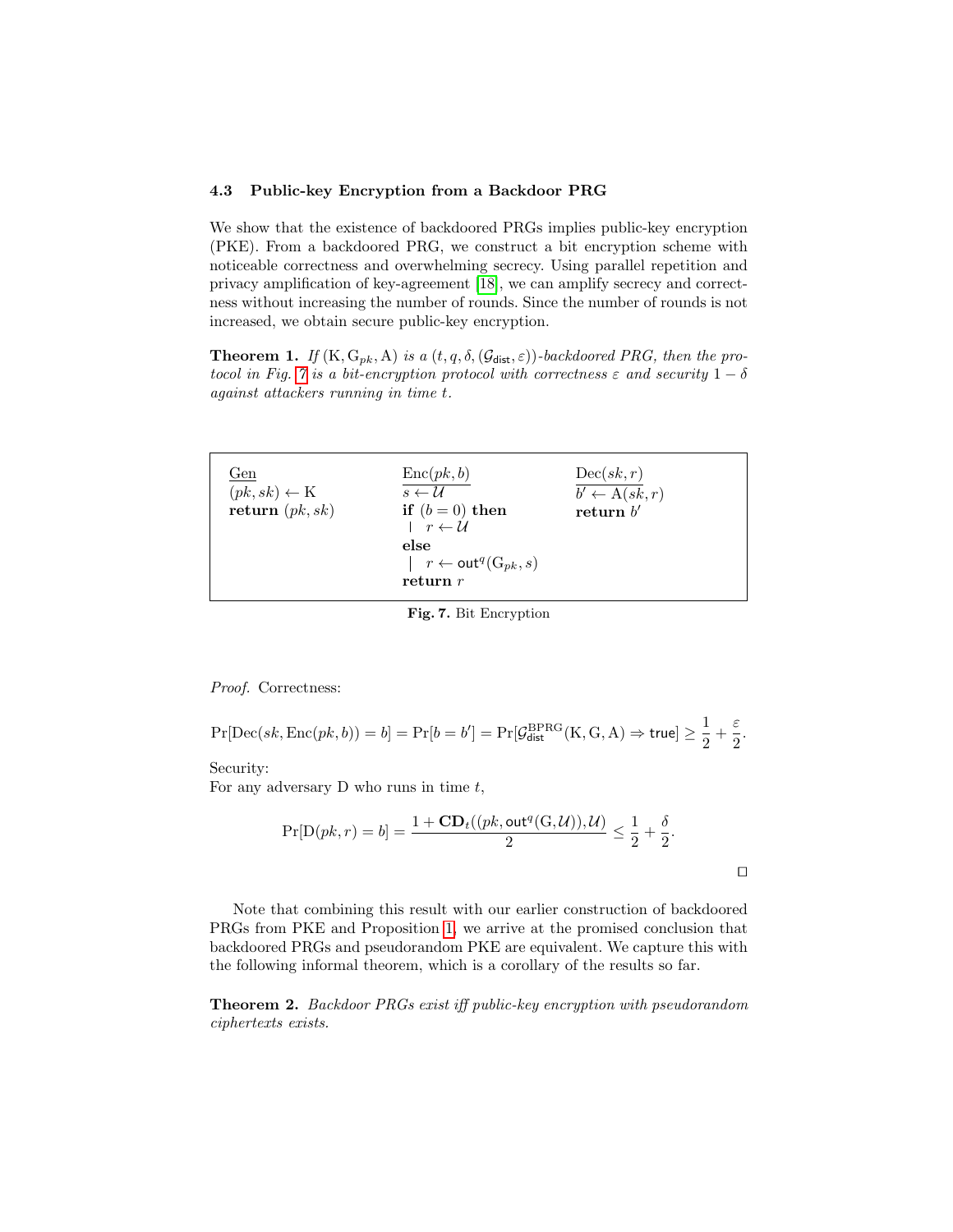### 4.3 Public-key Encryption from a Backdoor PRG

We show that the existence of backdoored PRGs implies public-key encryption (PKE). From a backdoored PRG, we construct a bit encryption scheme with noticeable correctness and overwhelming secrecy. Using parallel repetition and privacy amplification of key-agreement [18], we can amplify secrecy and correctness without increasing the number of rounds. Since the number of rounds is not increased, we obtain secure public-key encryption.

**Theorem 1.** *If $(\mathrm{K}, \mathrm{G}_{pk}, \mathrm{A})$ is a $(t, q, \delta, (\mathcal{G}_{\mathsf{dist}}, \varepsilon))$-backdoored PRG, then the protocol in Fig. 7 is a bit-encryption protocol with correctness $\varepsilon$ and security $1-\delta$ against attackers running in time $t$.*

```
Gen                  Enc(pk, b)                 Dec(sk, r)
(pk, sk) ← K         s ← U                      b' ← A(sk, r)
return (pk, sk)      if (b = 0) then            return b'
                     |  r ← U
                     else
                     |  r ← out^q(G_pk, s)
                     return r
```

**Fig. 7.** Bit Encryption

*Proof.* Correctness:

$$\Pr[\mathrm{Dec}(sk, \mathrm{Enc}(pk, b)) = b] = \Pr[b = b'] = \Pr[\mathcal{G}^{\mathrm{BPRG}}_{\mathsf{dist}}(\mathrm{K}, \mathrm{G}, \mathrm{A}) \Rightarrow \mathsf{true}] \geq \frac{1}{2} + \frac{\varepsilon}{2}.$$

Security:
For any adversary D who runs in time $t$,

$$\Pr[\mathrm{D}(pk, r) = b] = \frac{1 + \mathbf{CD}_t((pk, \mathsf{out}^q(\mathrm{G}, \mathcal{U})), \mathcal{U})}{2} \leq \frac{1}{2} + \frac{\delta}{2}.$$

□

Note that combining this result with our earlier construction of backdoored PRGs from PKE and Proposition 1, we arrive at the promised conclusion that backdoored PRGs and pseudorandom PKE are equivalent. We capture this with the following informal theorem, which is a corollary of the results so far.

**Theorem 2.** *Backdoor PRGs exist iff public-key encryption with pseudorandom ciphertexts exists.*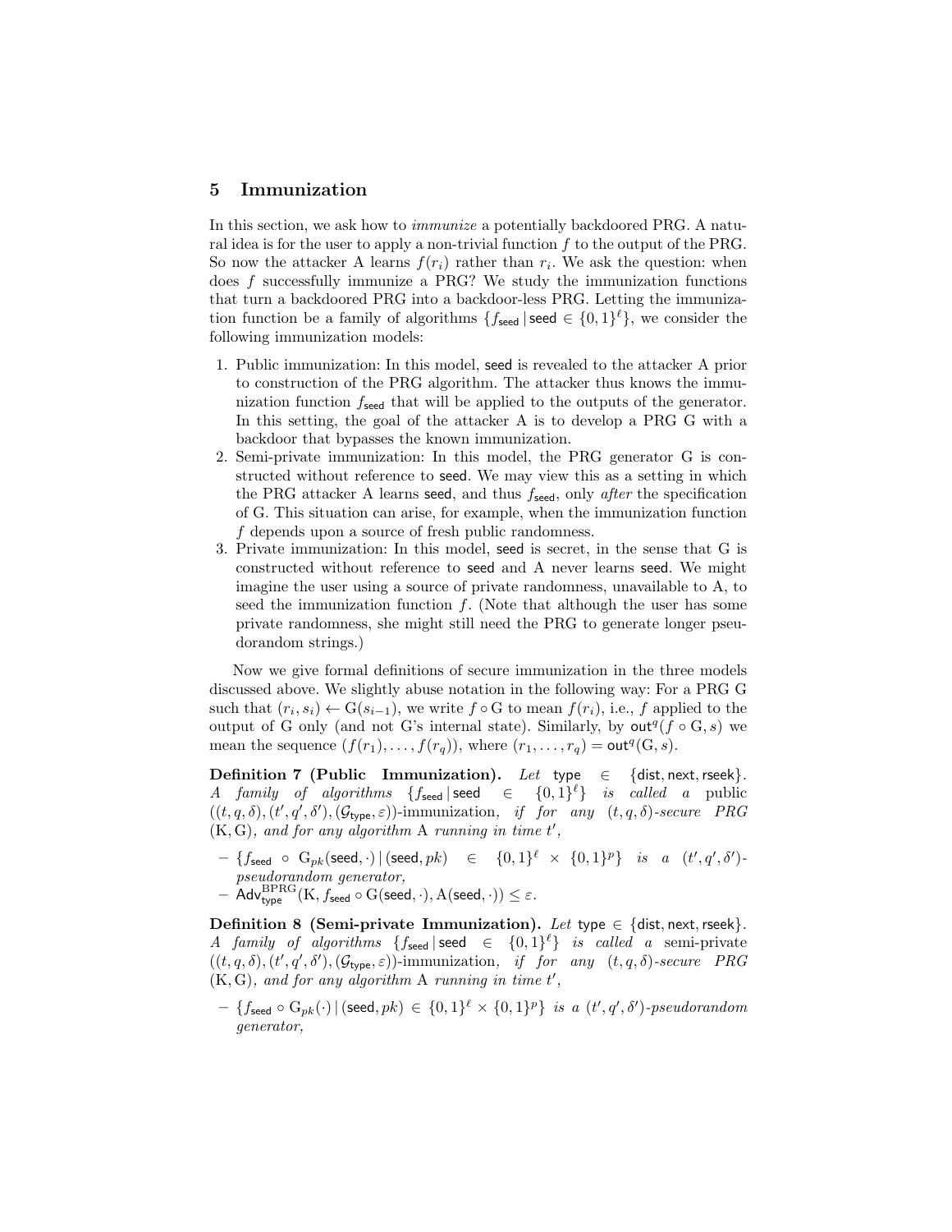## 5 Immunization

In this section, we ask how to *immunize* a potentially backdoored PRG. A natural idea is for the user to apply a non-trivial function $f$ to the output of the PRG. So now the attacker A learns $f(r_i)$ rather than $r_i$. We ask the question: when does $f$ successfully immunize a PRG? We study the immunization functions that turn a backdoored PRG into a backdoor-less PRG. Letting the immunization function be a family of algorithms $\{f_{\mathsf{seed}} \mid \mathsf{seed} \in \{0,1\}^\ell\}$, we consider the following immunization models:

1. Public immunization: In this model, seed is revealed to the attacker A prior to construction of the PRG algorithm. The attacker thus knows the immunization function $f_{\mathsf{seed}}$ that will be applied to the outputs of the generator. In this setting, the goal of the attacker A is to develop a PRG G with a backdoor that bypasses the known immunization.
2. Semi-private immunization: In this model, the PRG generator G is constructed without reference to seed. We may view this as a setting in which the PRG attacker A learns seed, and thus $f_{\mathsf{seed}}$, only *after* the specification of G. This situation can arise, for example, when the immunization function $f$ depends upon a source of fresh public randomness.
3. Private immunization: In this model, seed is secret, in the sense that G is constructed without reference to seed and A never learns seed. We might imagine the user using a source of private randomness, unavailable to A, to seed the immunization function $f$. (Note that although the user has some private randomness, she might still need the PRG to generate longer pseudorandom strings.)

Now we give formal definitions of secure immunization in the three models discussed above. We slightly abuse notation in the following way: For a PRG G such that $(r_i, s_i) \leftarrow \mathrm{G}(s_{i-1})$, we write $f \circ \mathrm{G}$ to mean $f(r_i)$, i.e., $f$ applied to the output of G only (and not G's internal state). Similarly, by $\mathsf{out}^q(f \circ \mathrm{G}, s)$ we mean the sequence $(f(r_1), \ldots, f(r_q))$, where $(r_1, \ldots, r_q) = \mathsf{out}^q(\mathrm{G}, s)$.

**Definition 7 (Public Immunization).** *Let* $\mathsf{type} \in \{\mathsf{dist}, \mathsf{next}, \mathsf{rseek}\}$. *A family of algorithms* $\{f_{\mathsf{seed}} \mid \mathsf{seed} \in \{0,1\}^\ell\}$ *is called a* public $((t,q,\delta),(t',q',\delta'),(\mathcal{G}_{\mathsf{type}},\varepsilon))$*-immunization, if for any* $(t,q,\delta)$*-secure PRG* $(\mathrm{K},\mathrm{G})$*, and for any algorithm* A *running in time* $t'$*,*

- $\{f_{\mathsf{seed}} \circ \mathrm{G}_{pk}(\mathsf{seed}, \cdot) \mid (\mathsf{seed}, pk) \in \{0,1\}^\ell \times \{0,1\}^p\}$ *is a* $(t',q',\delta')$*-pseudorandom generator,*
- $\mathsf{Adv}^{\mathrm{BPRG}}_{\mathsf{type}}(\mathrm{K}, f_{\mathsf{seed}} \circ \mathrm{G}(\mathsf{seed}, \cdot), \mathrm{A}(\mathsf{seed}, \cdot)) \leq \varepsilon$.

**Definition 8 (Semi-private Immunization).** *Let* $\mathsf{type} \in \{\mathsf{dist}, \mathsf{next}, \mathsf{rseek}\}$. *A family of algorithms* $\{f_{\mathsf{seed}} \mid \mathsf{seed} \in \{0,1\}^\ell\}$ *is called a* semi-private $((t,q,\delta),(t',q',\delta'),(\mathcal{G}_{\mathsf{type}},\varepsilon))$*-immunization, if for any* $(t,q,\delta)$*-secure PRG* $(\mathrm{K},\mathrm{G})$*, and for any algorithm* A *running in time* $t'$*,*

- $\{f_{\mathsf{seed}} \circ \mathrm{G}_{pk}(\cdot) \mid (\mathsf{seed}, pk) \in \{0,1\}^\ell \times \{0,1\}^p\}$ *is a* $(t',q',\delta')$*-pseudorandom generator,*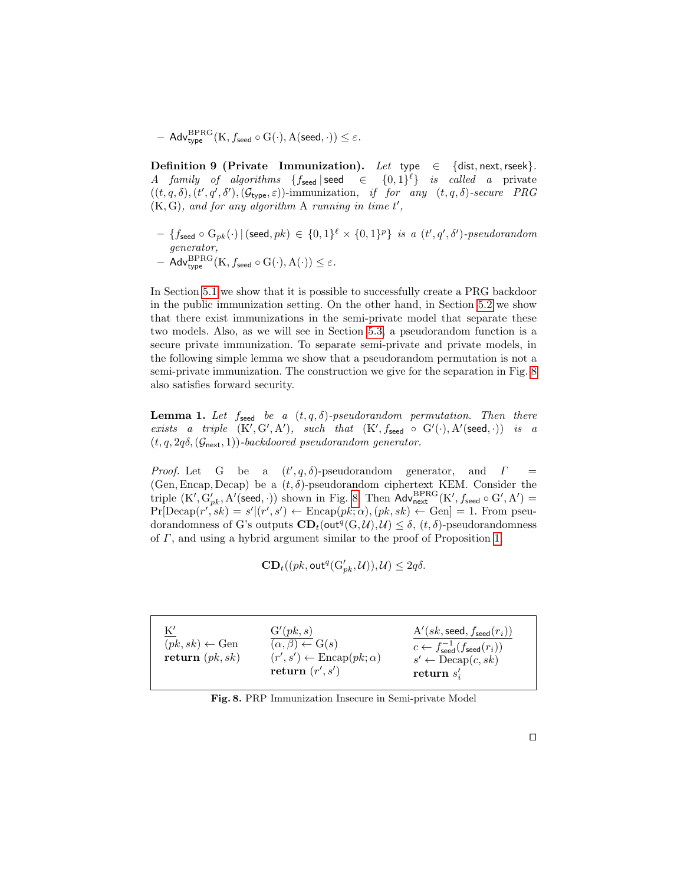– $\mathsf{Adv}^{\mathrm{BPRG}}_{\mathsf{type}}(\mathrm{K}, f_{\mathsf{seed}} \circ \mathrm{G}(\cdot), \mathrm{A}(\mathsf{seed}, \cdot)) \leq \varepsilon$.

**Definition 9 (Private Immunization).** *Let* $\mathsf{type} \in \{\mathsf{dist}, \mathsf{next}, \mathsf{rseek}\}$. *A family of algorithms* $\{f_{\mathsf{seed}} \,|\, \mathsf{seed} \in \{0,1\}^\ell\}$ *is called a* private $((t,q,\delta),(t',q',\delta'),(\mathcal{G}_{\mathsf{type}},\varepsilon))$*-immunization, if for any* $(t,q,\delta)$*-secure PRG* $(\mathrm{K},\mathrm{G})$*, and for any algorithm* A *running in time* $t'$*,*

– $\{f_{\mathsf{seed}} \circ \mathrm{G}_{pk}(\cdot) \,|\, (\mathsf{seed}, pk) \in \{0,1\}^\ell \times \{0,1\}^p\}$ *is a* $(t',q',\delta')$*-pseudorandom generator,*
– $\mathsf{Adv}^{\mathrm{BPRG}}_{\mathsf{type}}(\mathrm{K}, f_{\mathsf{seed}} \circ \mathrm{G}(\cdot), \mathrm{A}(\cdot)) \leq \varepsilon$.

In Section 5.1 we show that it is possible to successfully create a PRG backdoor in the public immunization setting. On the other hand, in Section 5.2 we show that there exist immunizations in the semi-private model that separate these two models. Also, as we will see in Section 5.3, a pseudorandom function is a secure private immunization. To separate semi-private and private models, in the following simple lemma we show that a pseudorandom permutation is not a semi-private immunization. The construction we give for the separation in Fig. 8 also satisfies forward security.

**Lemma 1.** *Let* $f_{\mathsf{seed}}$ *be a* $(t,q,\delta)$*-pseudorandom permutation. Then there exists a triple* $(\mathrm{K}',\mathrm{G}',\mathrm{A}')$*, such that* $(\mathrm{K}', f_{\mathsf{seed}} \circ \mathrm{G}'(\cdot), \mathrm{A}'(\mathsf{seed},\cdot))$ *is a* $(t,q,2q\delta,(\mathcal{G}_{\mathsf{next}},1))$*-backdoored pseudorandom generator.*

*Proof.* Let G be a $(t',q,\delta)$-pseudorandom generator, and $\Gamma = (\mathrm{Gen}, \mathrm{Encap}, \mathrm{Decap})$ be a $(t,\delta)$-pseudorandom ciphertext KEM. Consider the triple $(\mathrm{K}', \mathrm{G}'_{pk}, \mathrm{A}'(\mathsf{seed},\cdot))$ shown in Fig. 8. Then $\mathsf{Adv}^{\mathrm{BPRG}}_{\mathsf{next}}(\mathrm{K}', f_{\mathsf{seed}} \circ \mathrm{G}', \mathrm{A}') = \Pr[\mathrm{Decap}(r', sk) = s' | (r',s') \leftarrow \mathrm{Encap}(pk;\alpha), (pk,sk) \leftarrow \mathrm{Gen}] = 1$. From pseudorandomness of G's outputs $\mathbf{CD}_t(\mathsf{out}^q(\mathrm{G},\mathcal{U}),\mathcal{U}) \leq \delta$, $(t,\delta)$-pseudorandomness of $\Gamma$, and using a hybrid argument similar to the proof of Proposition 1,

$$\mathbf{CD}_t((pk, \mathsf{out}^q(\mathrm{G}'_{pk},\mathcal{U})),\mathcal{U}) \leq 2q\delta.$$

| $\underline{\mathrm{K}'}$ | $\underline{\mathrm{G}'(pk,s)}$ | $\underline{\mathrm{A}'(sk,\mathsf{seed},f_{\mathsf{seed}}(r_i))}$ |
|---|---|---|
| $(pk,sk) \leftarrow \mathrm{Gen}$ | $(\alpha,\beta) \leftarrow \mathrm{G}(s)$ | $c \leftarrow f^{-1}_{\mathsf{seed}}(f_{\mathsf{seed}}(r_i))$ |
| **return** $(pk,sk)$ | $(r',s') \leftarrow \mathrm{Encap}(pk;\alpha)$ | $s' \leftarrow \mathrm{Decap}(c,sk)$ |
| | **return** $(r',s')$ | **return** $s'_i$ |

**Fig. 8.** PRP Immunization Insecure in Semi-private Model

□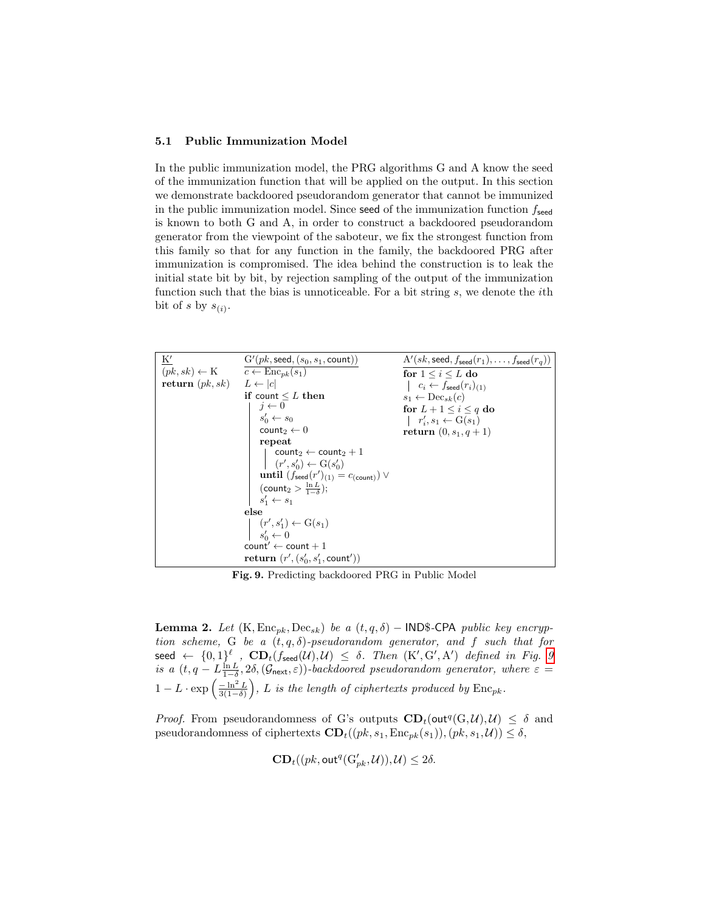### 5.1 Public Immunization Model

In the public immunization model, the PRG algorithms G and A know the seed of the immunization function that will be applied on the output. In this section we demonstrate backdoored pseudorandom generator that cannot be immunized in the public immunization model. Since $\mathsf{seed}$ of the immunization function $f_{\mathsf{seed}}$ is known to both G and A, in order to construct a backdoored pseudorandom generator from the viewpoint of the saboteur, we fix the strongest function from this family so that for any function in the family, the backdoored PRG after immunization is compromised. The idea behind the construction is to leak the initial state bit by bit, by rejection sampling of the output of the immunization function such that the bias is unnoticeable. For a bit string $s$, we denote the $i$th bit of $s$ by $s_{(i)}$.

```
K'
(pk, sk) ← K
return (pk, sk)

G'(pk, seed, (s_0, s_1, count))
c ← Enc_pk(s_1)
L ← |c|
if count ≤ L then
    j ← 0
    s'_0 ← s_0
    count_2 ← 0
    repeat
        count_2 ← count_2 + 1
        (r', s'_0) ← G(s'_0)
    until (f_seed(r')_(1) = c_(count)) ∨ (count_2 > ln L / (1−δ));
    s'_1 ← s_1
else
    (r', s'_1) ← G(s_1)
    s'_0 ← 0
count' ← count + 1
return (r', (s'_0, s'_1, count'))

A'(sk, seed, f_seed(r_1), ..., f_seed(r_q))
for 1 ≤ i ≤ L do
    c_i ← f_seed(r_i)_(1)
s_1 ← Dec_sk(c)
for L + 1 ≤ i ≤ q do
    r'_i, s_1 ← G(s_1)
return (0, s_1, q + 1)
```

**Fig. 9.** Predicting backdoored PRG in Public Model

**Lemma 2.** *Let* $(\mathrm{K}, \mathrm{Enc}_{pk}, \mathrm{Dec}_{sk})$ *be a* $(t, q, \delta) - \mathsf{IND\$\text{-}CPA}$ *public key encryption scheme,* G *be a* $(t, q, \delta)$*-pseudorandom generator, and* $f$ *such that for* $\mathsf{seed} \leftarrow \{0,1\}^\ell$ *,* $\mathbf{CD}_t(f_{\mathsf{seed}}(\mathcal{U}), \mathcal{U}) \leq \delta$*. Then* $(\mathrm{K}', \mathrm{G}', \mathrm{A}')$ *defined in Fig. 9 is a* $(t, q - L\frac{\ln L}{1-\delta}, 2\delta, (\mathcal{G}_{\mathsf{next}}, \varepsilon))$*-backdoored pseudorandom generator, where* $\varepsilon = 1 - L \cdot \exp\left(\frac{-\ln^2 L}{3(1-\delta)}\right)$*,* $L$ *is the length of ciphertexts produced by* $\mathrm{Enc}_{pk}$*.*

*Proof.* From pseudorandomness of G's outputs $\mathbf{CD}_t(\mathsf{out}^q(\mathrm{G}, \mathcal{U}), \mathcal{U}) \leq \delta$ and pseudorandomness of ciphertexts $\mathbf{CD}_t((pk, s_1, \mathrm{Enc}_{pk}(s_1)), (pk, s_1, \mathcal{U})) \leq \delta$,

$$\mathbf{CD}_t((pk, \mathsf{out}^q(\mathrm{G}'_{pk}, \mathcal{U})), \mathcal{U}) \leq 2\delta.$$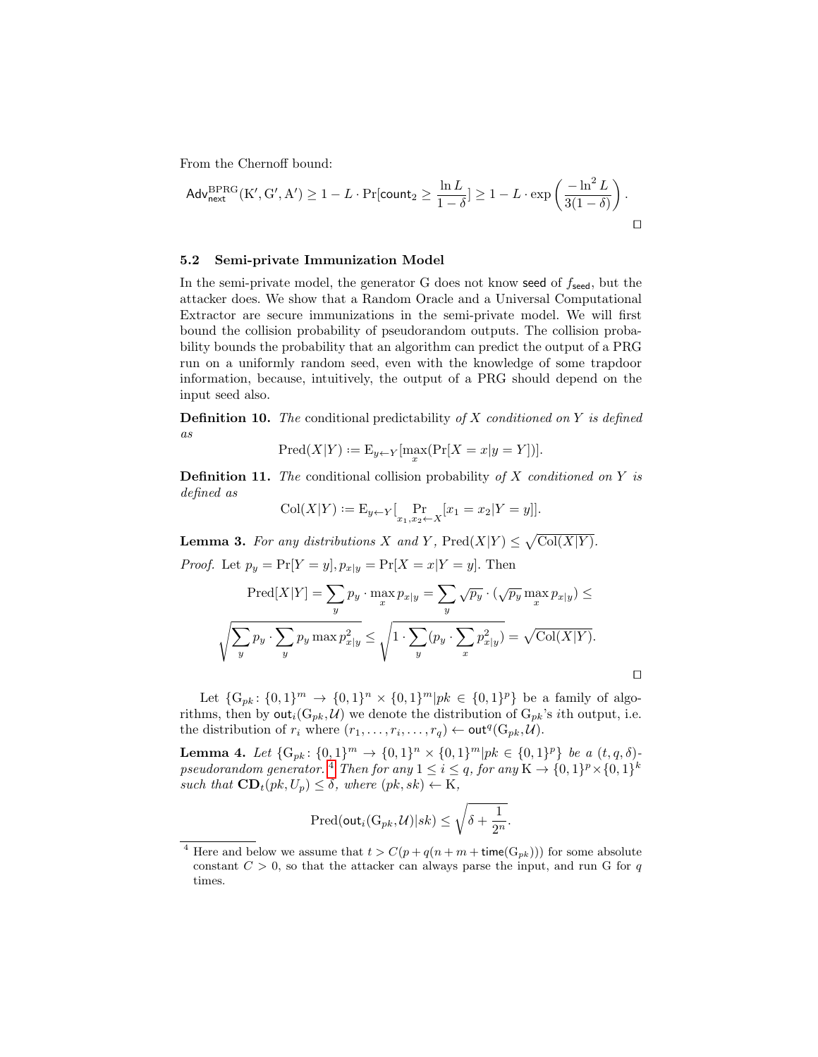From the Chernoff bound:

$$\mathsf{Adv}^{\mathrm{BPRG}}_{\mathsf{next}}(\mathrm{K}', \mathrm{G}', \mathrm{A}') \geq 1 - L \cdot \Pr[\mathsf{count}_2 \geq \frac{\ln L}{1-\delta}] \geq 1 - L \cdot \exp\left(\frac{-\ln^2 L}{3(1-\delta)}\right).$$

□

### 5.2 Semi-private Immunization Model

In the semi-private model, the generator G does not know $\mathsf{seed}$ of $f_{\mathsf{seed}}$, but the attacker does. We show that a Random Oracle and a Universal Computational Extractor are secure immunizations in the semi-private model. We will first bound the collision probability of pseudorandom outputs. The collision probability bounds the probability that an algorithm can predict the output of a PRG run on a uniformly random seed, even with the knowledge of some trapdoor information, because, intuitively, the output of a PRG should depend on the input seed also.

**Definition 10.** *The* conditional predictability *of $X$ conditioned on $Y$ is defined as*

$$\mathrm{Pred}(X|Y) := \mathrm{E}_{y \leftarrow Y}[\max_x(\Pr[X = x | y = Y])].$$

**Definition 11.** *The* conditional collision probability *of $X$ conditioned on $Y$ is defined as*

$$\mathrm{Col}(X|Y) := \mathrm{E}_{y \leftarrow Y}[\Pr_{x_1, x_2 \leftarrow X}[x_1 = x_2 | Y = y]].$$

**Lemma 3.** *For any distributions $X$ and $Y$,* $\mathrm{Pred}(X|Y) \leq \sqrt{\mathrm{Col}(X|Y)}$.

*Proof.* Let $p_y = \Pr[Y = y], p_{x|y} = \Pr[X = x | Y = y]$. Then

$$\mathrm{Pred}[X|Y] = \sum_y p_y \cdot \max_x p_{x|y} = \sum_y \sqrt{p_y} \cdot (\sqrt{p_y} \max_x p_{x|y}) \leq$$

$$\sqrt{\sum_y p_y \cdot \sum_y p_y \max p^2_{x|y}} \leq \sqrt{1 \cdot \sum_y (p_y \cdot \sum_x p^2_{x|y})} = \sqrt{\mathrm{Col}(X|Y)}.$$

□

Let $\{\mathrm{G}_{pk} \colon \{0,1\}^m \to \{0,1\}^n \times \{0,1\}^m | pk \in \{0,1\}^p\}$ be a family of algorithms, then by $\mathsf{out}_i(\mathrm{G}_{pk}, \mathcal{U})$ we denote the distribution of $\mathrm{G}_{pk}$'s $i$th output, i.e. the distribution of $r_i$ where $(r_1, \ldots, r_i, \ldots, r_q) \leftarrow \mathsf{out}^q(\mathrm{G}_{pk}, \mathcal{U})$.

**Lemma 4.** *Let $\{\mathrm{G}_{pk} \colon \{0,1\}^m \to \{0,1\}^n \times \{0,1\}^m | pk \in \{0,1\}^p\}$ be a $(t, q, \delta)$-pseudorandom generator.*[4] *Then for any $1 \leq i \leq q$, for any $\mathrm{K} \to \{0,1\}^p \times \{0,1\}^k$ such that $\mathbf{CD}_t(pk, U_p) \leq \delta$, where $(pk, sk) \leftarrow \mathrm{K}$,*

$$\mathrm{Pred}(\mathsf{out}_i(\mathrm{G}_{pk}, \mathcal{U}) | sk) \leq \sqrt{\delta + \frac{1}{2^n}}.$$

[4] Here and below we assume that $t > C(p + q(n + m + \mathsf{time}(\mathrm{G}_{pk})))$ for some absolute constant $C > 0$, so that the attacker can always parse the input, and run G for $q$ times.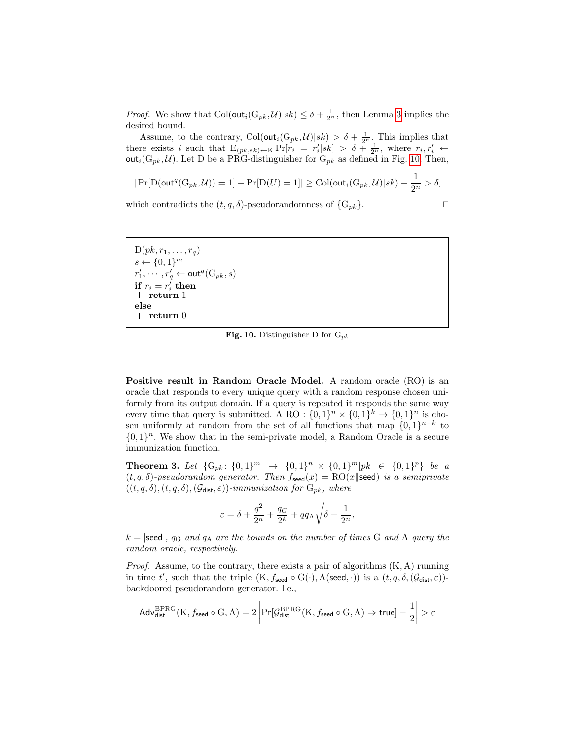*Proof.* We show that $\text{Col}(\mathsf{out}_i(\mathrm{G}_{pk}, \mathcal{U})|sk) \leq \delta + \frac{1}{2^n}$, then Lemma 3 implies the desired bound.

Assume, to the contrary, $\text{Col}(\mathsf{out}_i(\mathrm{G}_{pk}, \mathcal{U})|sk) > \delta + \frac{1}{2^n}$. This implies that there exists $i$ such that $\mathrm{E}_{(pk,sk)\leftarrow \mathrm{K}} \Pr[r_i = r'_i|sk] > \delta + \frac{1}{2^n}$, where $r_i, r'_i \leftarrow \mathsf{out}_i(\mathrm{G}_{pk}, \mathcal{U})$. Let D be a PRG-distinguisher for $\mathrm{G}_{pk}$ as defined in Fig. 10. Then,

$$|\Pr[\mathrm{D}(\mathsf{out}^q(\mathrm{G}_{pk}, \mathcal{U})) = 1] - \Pr[\mathrm{D}(U) = 1]| \geq \text{Col}(\mathsf{out}_i(\mathrm{G}_{pk}, \mathcal{U})|sk) - \frac{1}{2^n} > \delta,$$

which contradicts the $(t, q, \delta)$-pseudorandomness of $\{\mathrm{G}_{pk}\}$. ◻

```
D(pk, r_1, ..., r_q)
s ← {0,1}^m
r'_1, ..., r'_q ← out^q(G_pk, s)
if r_i = r'_i then
  | return 1
else
  | return 0
```

**Fig. 10.** Distinguisher D for $\mathrm{G}_{pk}$

**Positive result in Random Oracle Model.** A random oracle (RO) is an oracle that responds to every unique query with a random response chosen uniformly from its output domain. If a query is repeated it responds the same way every time that query is submitted. A $\text{RO}: \{0,1\}^n \times \{0,1\}^k \to \{0,1\}^n$ is chosen uniformly at random from the set of all functions that map $\{0,1\}^{n+k}$ to $\{0,1\}^n$. We show that in the semi-private model, a Random Oracle is a secure immunization function.

**Theorem 3.** *Let $\{\mathrm{G}_{pk}\colon \{0,1\}^m \to \{0,1\}^n \times \{0,1\}^m | pk \in \{0,1\}^p\}$ be a $(t, q, \delta)$-pseudorandom generator. Then $f_{\mathsf{seed}}(x) = \text{RO}(x\|\mathsf{seed})$ is a semiprivate $((t, q, \delta), (t, q, \delta), (\mathcal{G}_{\mathsf{dist}}, \varepsilon))$-immunization for $\mathrm{G}_{pk}$, where*

$$\varepsilon = \delta + \frac{q^2}{2^n} + \frac{q_G}{2^k} + qq_{\mathrm{A}}\sqrt{\delta + \frac{1}{2^n}},$$

*$k = |\mathsf{seed}|$, $q_{\mathrm{G}}$ and $q_{\mathrm{A}}$ are the bounds on the number of times G and A query the random oracle, respectively.*

*Proof.* Assume, to the contrary, there exists a pair of algorithms $(\mathrm{K}, \mathrm{A})$ running in time $t'$, such that the triple $(\mathrm{K}, f_{\mathsf{seed}} \circ \mathrm{G}(\cdot), \mathrm{A}(\mathsf{seed}, \cdot))$ is a $(t, q, \delta, (\mathcal{G}_{\mathsf{dist}}, \varepsilon))$-backdoored pseudorandom generator. I.e.,

$$\mathsf{Adv}^{\text{BPRG}}_{\mathsf{dist}}(\mathrm{K}, f_{\mathsf{seed}} \circ \mathrm{G}, \mathrm{A}) = 2\left|\Pr[\mathcal{G}^{\text{BPRG}}_{\mathsf{dist}}(\mathrm{K}, f_{\mathsf{seed}} \circ \mathrm{G}, \mathrm{A}) \Rightarrow \mathsf{true}] - \frac{1}{2}\right| > \varepsilon$$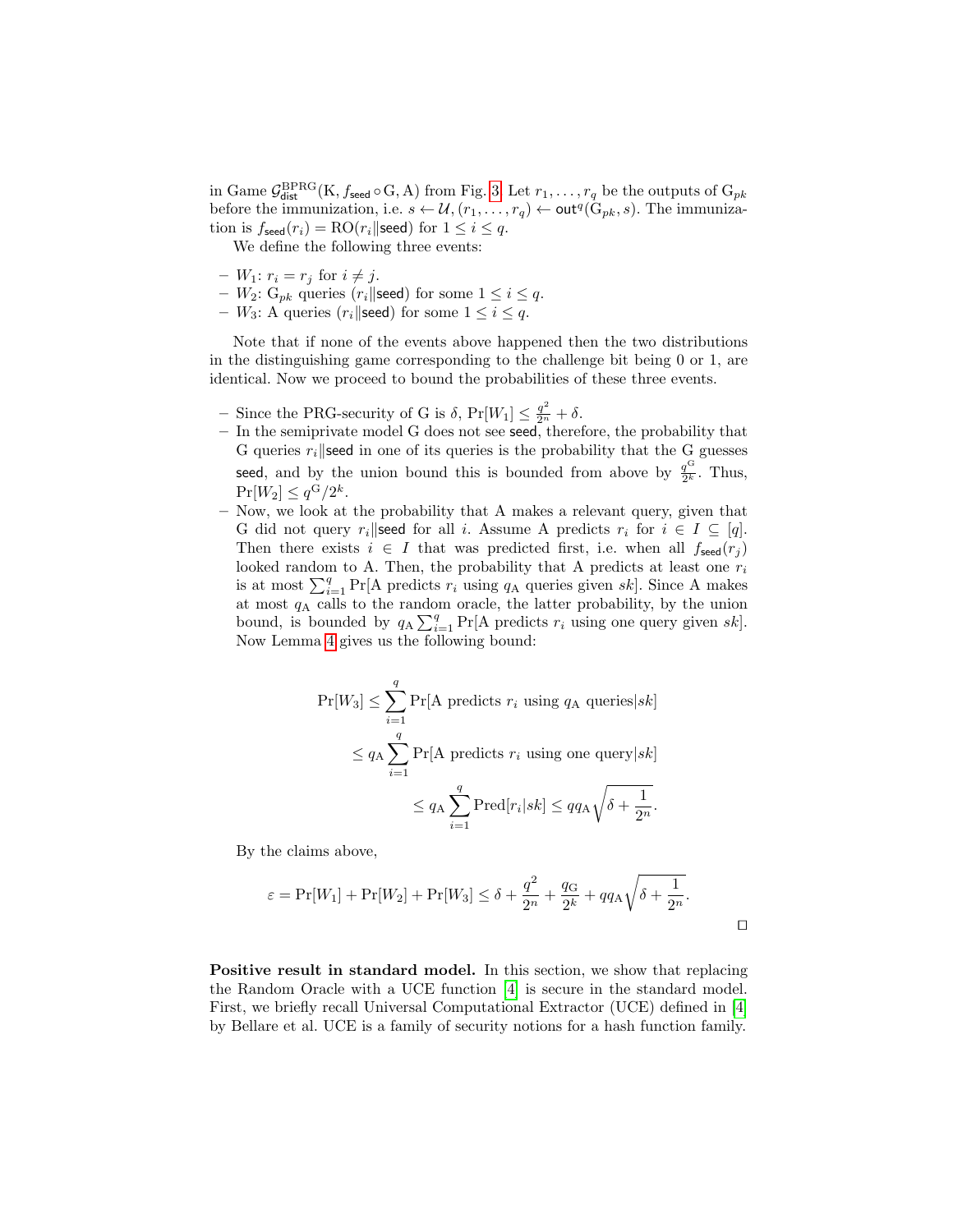in Game $\mathcal{G}_{\mathsf{dist}}^{\mathrm{BPRG}}(\mathrm{K}, f_{\mathsf{seed}} \circ \mathrm{G}, \mathrm{A})$ from Fig. 3. Let $r_1, \ldots, r_q$ be the outputs of $\mathrm{G}_{pk}$ before the immunization, i.e. $s \leftarrow \mathcal{U}, (r_1, \ldots, r_q) \leftarrow \mathsf{out}^q(\mathrm{G}_{pk}, s)$. The immunization is $f_{\mathsf{seed}}(r_i) = \mathrm{RO}(r_i \| \mathsf{seed})$ for $1 \le i \le q$.

We define the following three events:

- $W_1$: $r_i = r_j$ for $i \neq j$.
- $W_2$: $\mathrm{G}_{pk}$ queries $(r_i \| \mathsf{seed})$ for some $1 \le i \le q$.
- $W_3$: A queries $(r_i \| \mathsf{seed})$ for some $1 \le i \le q$.

Note that if none of the events above happened then the two distributions in the distinguishing game corresponding to the challenge bit being 0 or 1, are identical. Now we proceed to bound the probabilities of these three events.

- Since the PRG-security of G is $\delta$, $\Pr[W_1] \le \frac{q^2}{2^n} + \delta$.
- In the semiprivate model G does not see seed, therefore, the probability that G queries $r_i \| \mathsf{seed}$ in one of its queries is the probability that the G guesses seed, and by the union bound this is bounded from above by $\frac{q^{\mathrm{G}}}{2^k}$. Thus, $\Pr[W_2] \le q^{\mathrm{G}}/2^k$.
- Now, we look at the probability that A makes a relevant query, given that G did not query $r_i \| \mathsf{seed}$ for all $i$. Assume A predicts $r_i$ for $i \in I \subseteq [q]$. Then there exists $i \in I$ that was predicted first, i.e. when all $f_{\mathsf{seed}}(r_j)$ looked random to A. Then, the probability that A predicts at least one $r_i$ is at most $\sum_{i=1}^{q} \Pr[\text{A predicts } r_i \text{ using } q_{\mathrm{A}} \text{ queries given } sk]$. Since A makes at most $q_{\mathrm{A}}$ calls to the random oracle, the latter probability, by the union bound, is bounded by $q_{\mathrm{A}} \sum_{i=1}^{q} \Pr[\text{A predicts } r_i \text{ using one query given } sk]$. Now Lemma 4 gives us the following bound:

$$
\begin{aligned}
\Pr[W_3] &\le \sum_{i=1}^{q} \Pr[\text{A predicts } r_i \text{ using } q_{\mathrm{A}} \text{ queries} | sk] \\
&\le q_{\mathrm{A}} \sum_{i=1}^{q} \Pr[\text{A predicts } r_i \text{ using one query} | sk] \\
&\le q_{\mathrm{A}} \sum_{i=1}^{q} \mathrm{Pred}[r_i | sk] \le q q_{\mathrm{A}} \sqrt{\delta + \frac{1}{2^n}}.
\end{aligned}
$$

By the claims above,

$$
\varepsilon = \Pr[W_1] + \Pr[W_2] + \Pr[W_3] \le \delta + \frac{q^2}{2^n} + \frac{q_{\mathrm{G}}}{2^k} + q q_{\mathrm{A}} \sqrt{\delta + \frac{1}{2^n}}.
$$

□

**Positive result in standard model.** In this section, we show that replacing the Random Oracle with a UCE function [4] is secure in the standard model. First, we briefly recall Universal Computational Extractor (UCE) defined in [4] by Bellare et al. UCE is a family of security notions for a hash function family.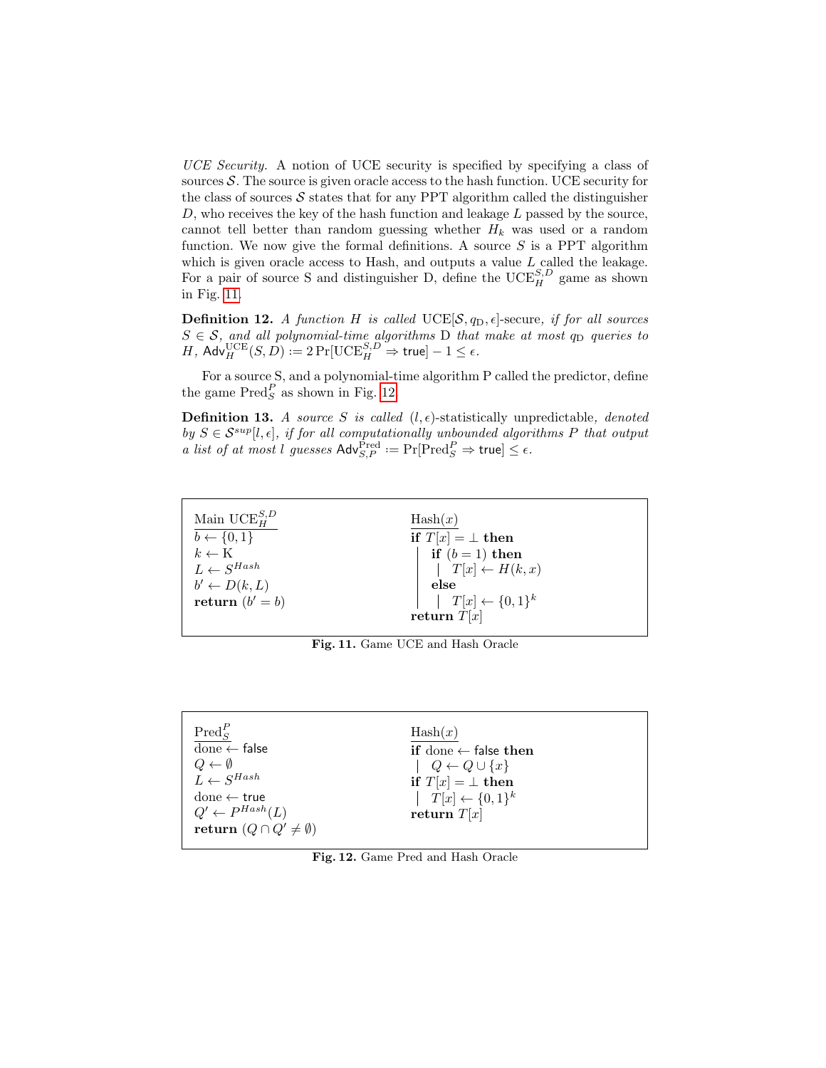*UCE Security.* A notion of UCE security is specified by specifying a class of sources $\mathcal{S}$. The source is given oracle access to the hash function. UCE security for the class of sources $\mathcal{S}$ states that for any PPT algorithm called the distinguisher $D$, who receives the key of the hash function and leakage $L$ passed by the source, cannot tell better than random guessing whether $H_k$ was used or a random function. We now give the formal definitions. A source $S$ is a PPT algorithm which is given oracle access to Hash, and outputs a value $L$ called the leakage. For a pair of source S and distinguisher D, define the $\mathrm{UCE}_H^{S,D}$ game as shown in Fig. 11.

**Definition 12.** *A function $H$ is called* $\mathrm{UCE}[\mathcal{S}, q_{\mathrm{D}}, \epsilon]$-secure, *if for all sources $S \in \mathcal{S}$, and all polynomial-time algorithms* D *that make at most $q_{\mathrm{D}}$ queries to $H$,* $\mathsf{Adv}_H^{\mathrm{UCE}}(S, D) := 2\Pr[\mathrm{UCE}_H^{S,D} \Rightarrow \mathsf{true}] - 1 \leq \epsilon$.

For a source S, and a polynomial-time algorithm P called the predictor, define the game $\mathrm{Pred}_S^P$ as shown in Fig. 12.

**Definition 13.** *A source $S$ is called* $(l, \epsilon)$-statistically unpredictable, *denoted by $S \in \mathcal{S}^{sup}[l, \epsilon]$, if for all computationally unbounded algorithms $P$ that output a list of at most $l$ guesses* $\mathsf{Adv}_{S,P}^{\mathrm{Pred}} := \Pr[\mathrm{Pred}_S^P \Rightarrow \mathsf{true}] \leq \epsilon$.

```
Main UCE_H^{S,D}                Hash(x)
b ← {0,1}                       if T[x] = ⊥ then
k ← K                           |  if (b = 1) then
L ← S^{Hash}                    |  |  T[x] ← H(k, x)
b' ← D(k, L)                    |  else
return (b' = b)                 |  |  T[x] ← {0,1}^k
                                return T[x]
```

**Fig. 11.** Game UCE and Hash Oracle

```
Pred_S^P                        Hash(x)
done ← false                    if done ← false then
Q ← ∅                           |  Q ← Q ∪ {x}
L ← S^{Hash}                    if T[x] = ⊥ then
done ← true                     |  T[x] ← {0,1}^k
Q' ← P^{Hash}(L)                return T[x]
return (Q ∩ Q' ≠ ∅)
```

**Fig. 12.** Game Pred and Hash Oracle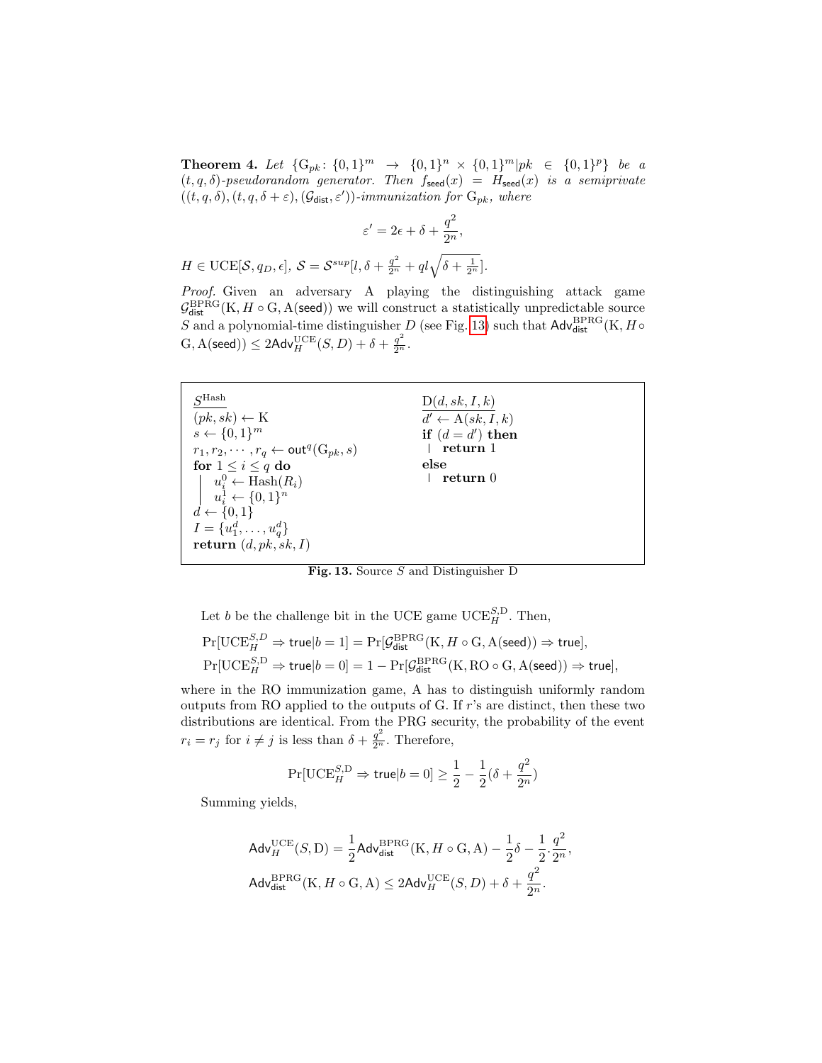**Theorem 4.** *Let $\{G_{pk}\colon \{0,1\}^m \rightarrow \{0,1\}^n \times \{0,1\}^m | pk \in \{0,1\}^p\}$ be a $(t,q,\delta)$-pseudorandom generator. Then $f_{\mathsf{seed}}(x) = H_{\mathsf{seed}}(x)$ is a semiprivate $((t,q,\delta),(t,q,\delta+\varepsilon),(\mathcal{G}_{\mathsf{dist}},\varepsilon'))$-immunization for $G_{pk}$, where*

$$\varepsilon' = 2\epsilon + \delta + \frac{q^2}{2^n},$$

$H \in \mathrm{UCE}[\mathcal{S}, q_D, \epsilon]$, $\mathcal{S} = \mathcal{S}^{sup}[l, \delta + \frac{q^2}{2^n} + ql\sqrt{\delta + \frac{1}{2^n}}]$.

*Proof.* Given an adversary A playing the distinguishing attack game $\mathcal{G}^{\mathrm{BPRG}}_{\mathsf{dist}}(\mathrm{K}, H \circ \mathrm{G}, \mathrm{A}(\mathsf{seed}))$ we will construct a statistically unpredictable source $S$ and a polynomial-time distinguisher $D$ (see Fig. 13) such that $\mathsf{Adv}^{\mathrm{BPRG}}_{\mathsf{dist}}(\mathrm{K}, H \circ \mathrm{G}, \mathrm{A}(\mathsf{seed})) \leq 2\mathsf{Adv}^{\mathrm{UCE}}_{H}(S, D) + \delta + \frac{q^2}{2^n}$.

```
S^Hash                                    D(d, sk, I, k)
(pk, sk) ← K                              d' ← A(sk, I, k)
s ← {0,1}^m                               if (d = d') then
r_1, r_2, ..., r_q ← out^q(G_pk, s)         | return 1
for 1 ≤ i ≤ q do                          else
  | u_i^0 ← Hash(R_i)                       | return 0
  | u_i^1 ← {0,1}^n
d ← {0,1}
I = {u_1^d, ..., u_q^d}
return (d, pk, sk, I)
```

**Fig. 13.** Source $S$ and Distinguisher D

Let $b$ be the challenge bit in the UCE game $\mathrm{UCE}^{S,\mathrm{D}}_{H}$. Then,

$\Pr[\mathrm{UCE}^{S,D}_{H} \Rightarrow \mathsf{true} | b = 1] = \Pr[\mathcal{G}^{\mathrm{BPRG}}_{\mathsf{dist}}(\mathrm{K}, H \circ \mathrm{G}, \mathrm{A}(\mathsf{seed})) \Rightarrow \mathsf{true}]$,

$\Pr[\mathrm{UCE}^{S,\mathrm{D}}_{H} \Rightarrow \mathsf{true} | b = 0] = 1 - \Pr[\mathcal{G}^{\mathrm{BPRG}}_{\mathsf{dist}}(\mathrm{K}, \mathrm{RO} \circ \mathrm{G}, \mathrm{A}(\mathsf{seed})) \Rightarrow \mathsf{true}]$,

where in the RO immunization game, A has to distinguish uniformly random outputs from RO applied to the outputs of G. If $r$'s are distinct, then these two distributions are identical. From the PRG security, the probability of the event $r_i = r_j$ for $i \neq j$ is less than $\delta + \frac{q^2}{2^n}$. Therefore,

$$\Pr[\mathrm{UCE}^{S,\mathrm{D}}_{H} \Rightarrow \mathsf{true} | b = 0] \geq \frac{1}{2} - \frac{1}{2}(\delta + \frac{q^2}{2^n})$$

Summing yields,

$$\mathsf{Adv}^{\mathrm{UCE}}_{H}(S, \mathrm{D}) = \frac{1}{2}\mathsf{Adv}^{\mathrm{BPRG}}_{\mathsf{dist}}(\mathrm{K}, H \circ \mathrm{G}, \mathrm{A}) - \frac{1}{2}\delta - \frac{1}{2} \cdot \frac{q^2}{2^n},$$

$$\mathsf{Adv}^{\mathrm{BPRG}}_{\mathsf{dist}}(\mathrm{K}, H \circ \mathrm{G}, \mathrm{A}) \leq 2\mathsf{Adv}^{\mathrm{UCE}}_{H}(S, D) + \delta + \frac{q^2}{2^n}.$$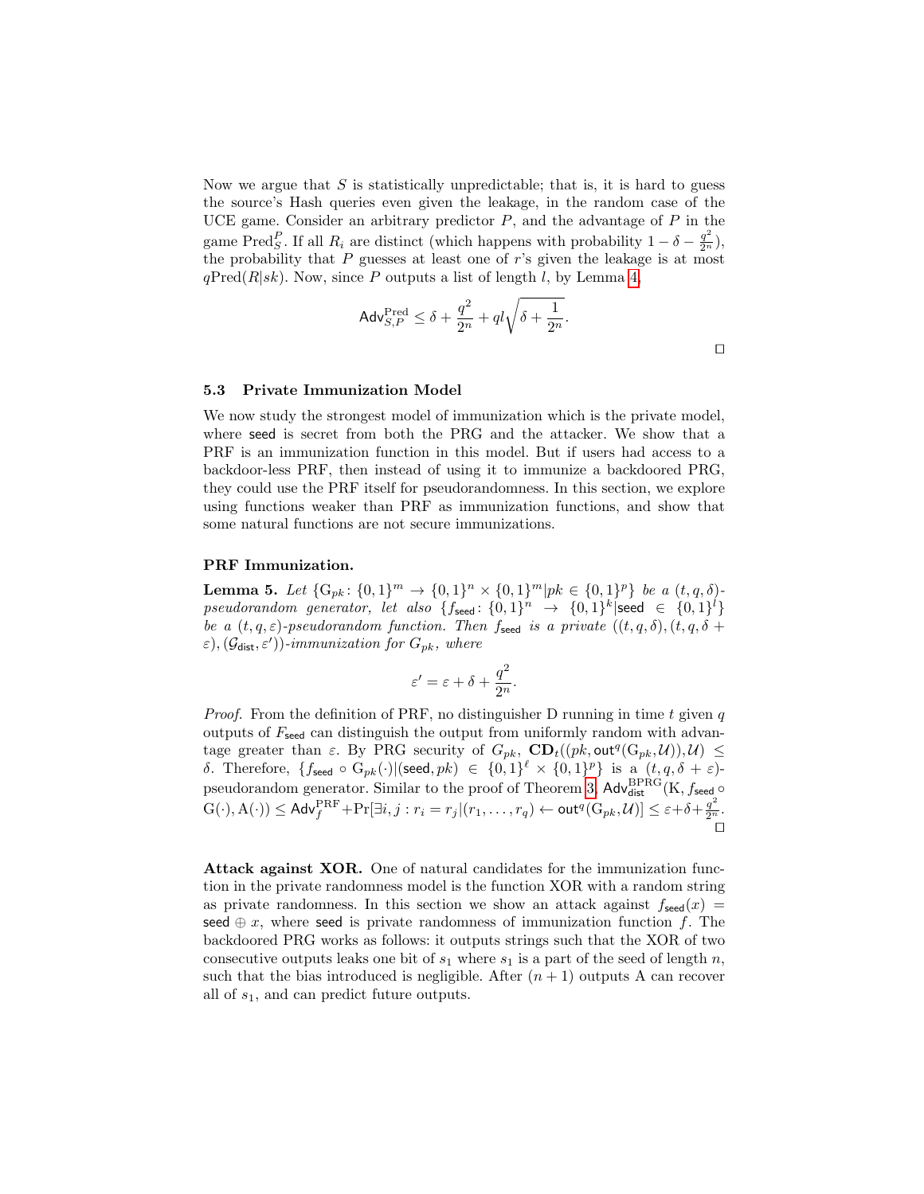Now we argue that $S$ is statistically unpredictable; that is, it is hard to guess the source's Hash queries even given the leakage, in the random case of the UCE game. Consider an arbitrary predictor $P$, and the advantage of $P$ in the game $\text{Pred}_S^P$. If all $R_i$ are distinct (which happens with probability $1 - \delta - \frac{q^2}{2^n}$), the probability that $P$ guesses at least one of $r$'s given the leakage is at most $q\text{Pred}(R|sk)$. Now, since $P$ outputs a list of length $l$, by Lemma 4,

$$\mathsf{Adv}_{S,P}^{\text{Pred}} \leq \delta + \frac{q^2}{2^n} + ql\sqrt{\delta + \frac{1}{2^n}}.$$

□

### 5.3 Private Immunization Model

We now study the strongest model of immunization which is the private model, where $\mathsf{seed}$ is secret from both the PRG and the attacker. We show that a PRF is an immunization function in this model. But if users had access to a backdoor-less PRF, then instead of using it to immunize a backdoored PRG, they could use the PRF itself for pseudorandomness. In this section, we explore using functions weaker than PRF as immunization functions, and show that some natural functions are not secure immunizations.

**PRF Immunization.**

**Lemma 5.** *Let $\{\mathrm{G}_{pk}\colon \{0,1\}^m \to \{0,1\}^n \times \{0,1\}^m | pk \in \{0,1\}^p\}$ be a $(t, q, \delta)$-pseudorandom generator, let also $\{f_{\mathsf{seed}}\colon \{0,1\}^n \to \{0,1\}^k | \mathsf{seed} \in \{0,1\}^l\}$ be a $(t, q, \varepsilon)$-pseudorandom function. Then $f_{\mathsf{seed}}$ is a private $((t, q, \delta), (t, q, \delta + \varepsilon), (\mathcal{G}_{\mathsf{dist}}, \varepsilon'))$-immunization for $G_{pk}$, where*

$$\varepsilon' = \varepsilon + \delta + \frac{q^2}{2^n}.$$

*Proof.* From the definition of PRF, no distinguisher D running in time $t$ given $q$ outputs of $F_{\mathsf{seed}}$ can distinguish the output from uniformly random with advantage greater than $\varepsilon$. By PRG security of $G_{pk}$, $\mathbf{CD}_t((pk, \mathsf{out}^q(\mathrm{G}_{pk}, \mathcal{U})), \mathcal{U}) \leq \delta$. Therefore, $\{f_{\mathsf{seed}} \circ \mathrm{G}_{pk}(\cdot) | (\mathsf{seed}, pk) \in \{0,1\}^\ell \times \{0,1\}^p\}$ is a $(t, q, \delta + \varepsilon)$-pseudorandom generator. Similar to the proof of Theorem 3, $\mathsf{Adv}_{\mathsf{dist}}^{\mathrm{BPRG}}(\mathrm{K}, f_{\mathsf{seed}} \circ \mathrm{G}(\cdot), \mathrm{A}(\cdot)) \leq \mathsf{Adv}_f^{\mathrm{PRF}} + \Pr[\exists i, j : r_i = r_j | (r_1, \ldots, r_q) \leftarrow \mathsf{out}^q(\mathrm{G}_{pk}, \mathcal{U})] \leq \varepsilon + \delta + \frac{q^2}{2^n}$.

□

**Attack against XOR.** One of natural candidates for the immunization function in the private randomness model is the function XOR with a random string as private randomness. In this section we show an attack against $f_{\mathsf{seed}}(x) = \mathsf{seed} \oplus x$, where $\mathsf{seed}$ is private randomness of immunization function $f$. The backdoored PRG works as follows: it outputs strings such that the XOR of two consecutive outputs leaks one bit of $s_1$ where $s_1$ is a part of the seed of length $n$, such that the bias introduced is negligible. After $(n+1)$ outputs A can recover all of $s_1$, and can predict future outputs.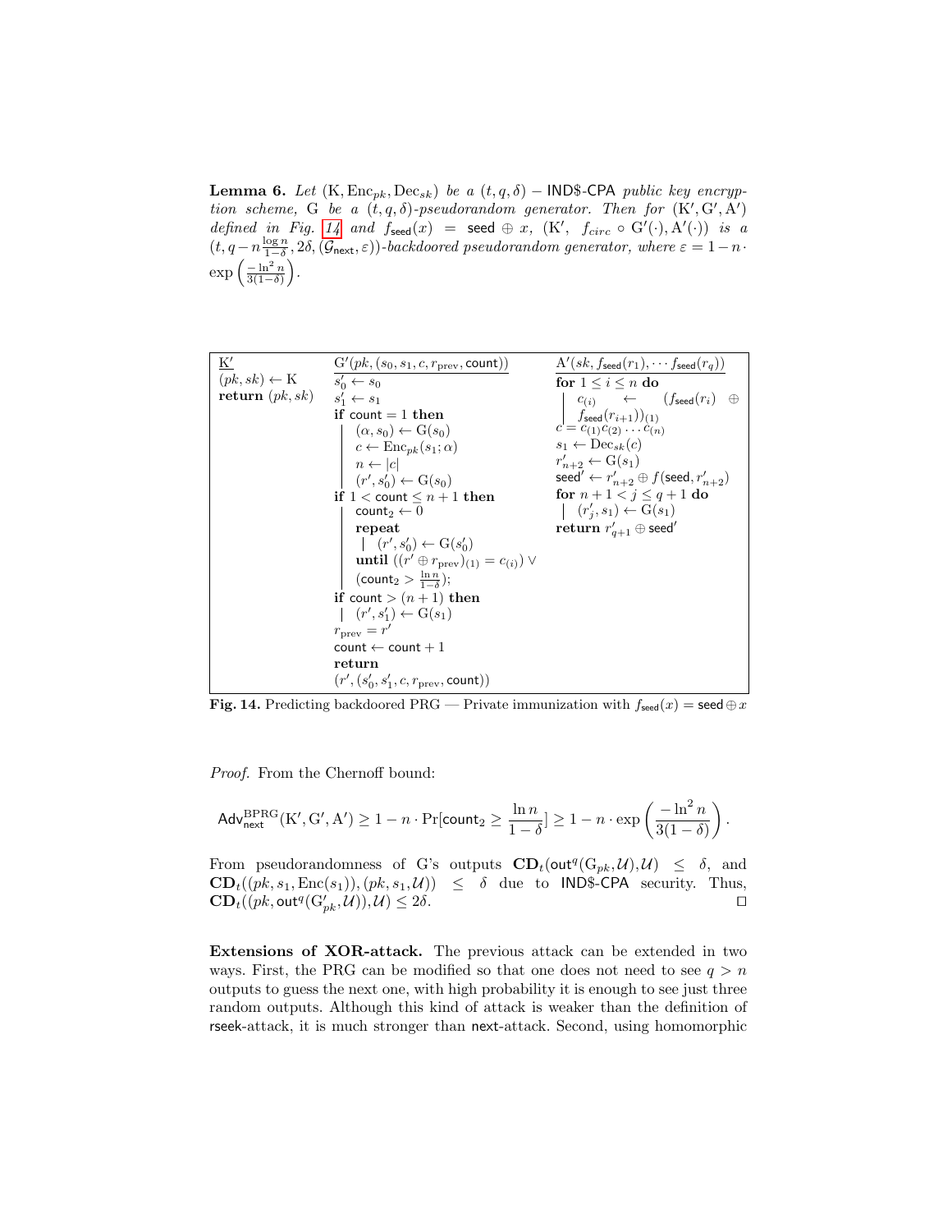**Lemma 6.** *Let* $(\mathrm{K}, \mathrm{Enc}_{pk}, \mathrm{Dec}_{sk})$ *be a* $(t, q, \delta) -$ IND\$-CPA *public key encryption scheme,* G *be a* $(t, q, \delta)$*-pseudorandom generator. Then for* $(\mathrm{K}', \mathrm{G}', \mathrm{A}')$ *defined in Fig. 14 and* $f_{\mathsf{seed}}(x) = \mathsf{seed} \oplus x$*,* $(\mathrm{K}',\ f_{circ} \circ \mathrm{G}'(\cdot), \mathrm{A}'(\cdot))$ *is a* $(t, q - n\frac{\log n}{1-\delta}, 2\delta, (\mathcal{G}_{\mathsf{next}}, \varepsilon))$*-backdoored pseudorandom generator, where* $\varepsilon = 1 - n \cdot \exp\left(\frac{-\ln^2 n}{3(1-\delta)}\right)$*.*

```
K'
(pk, sk) ← K
return (pk, sk)

G'(pk, (s_0, s_1, c, r_prev, count))
s'_0 ← s_0
s'_1 ← s_1
if count = 1 then
    (α, s_0) ← G(s_0)
    c ← Enc_pk(s_1; α)
    n ← |c|
    (r', s'_0) ← G(s_0)
if 1 < count ≤ n + 1 then
    count_2 ← 0
    repeat
        (r', s'_0) ← G(s'_0)
    until ((r' ⊕ r_prev)_(1) = c_(i)) ∨ (count_2 > ln n / (1−δ));
if count > (n + 1) then
    (r', s'_1) ← G(s_1)
r_prev = r'
count ← count + 1
return (r', (s'_0, s'_1, c, r_prev, count))

A'(sk, f_seed(r_1), ··· f_seed(r_q))
for 1 ≤ i ≤ n do
    c_(i) ← (f_seed(r_i) ⊕ f_seed(r_{i+1}))_(1)
c = c_(1) c_(2) ... c_(n)
s_1 ← Dec_sk(c)
r'_{n+2} ← G(s_1)
seed' ← r'_{n+2} ⊕ f(seed, r'_{n+2})
for n + 1 < j ≤ q + 1 do
    (r'_j, s_1) ← G(s_1)
return r'_{q+1} ⊕ seed'
```

**Fig. 14.** Predicting backdoored PRG — Private immunization with $f_{\mathsf{seed}}(x) = \mathsf{seed} \oplus x$

*Proof.* From the Chernoff bound:

$$\mathsf{Adv}^{\mathrm{BPRG}}_{\mathsf{next}}(\mathrm{K}', \mathrm{G}', \mathrm{A}') \geq 1 - n \cdot \Pr[\mathsf{count}_2 \geq \frac{\ln n}{1-\delta}] \geq 1 - n \cdot \exp\left(\frac{-\ln^2 n}{3(1-\delta)}\right).$$

From pseudorandomness of G's outputs $\mathbf{CD}_t(\mathsf{out}^q(\mathrm{G}_{pk}, \mathcal{U}), \mathcal{U}) \leq \delta$, and $\mathbf{CD}_t((pk, s_1, \mathrm{Enc}(s_1)), (pk, s_1, \mathcal{U})) \leq \delta$ due to IND\$-CPA security. Thus, $\mathbf{CD}_t((pk, \mathsf{out}^q(\mathrm{G}'_{pk}, \mathcal{U})), \mathcal{U}) \leq 2\delta$. ◻

**Extensions of XOR-attack.** The previous attack can be extended in two ways. First, the PRG can be modified so that one does not need to see $q > n$ outputs to guess the next one, with high probability it is enough to see just three random outputs. Although this kind of attack is weaker than the definition of rseek-attack, it is much stronger than next-attack. Second, using homomorphic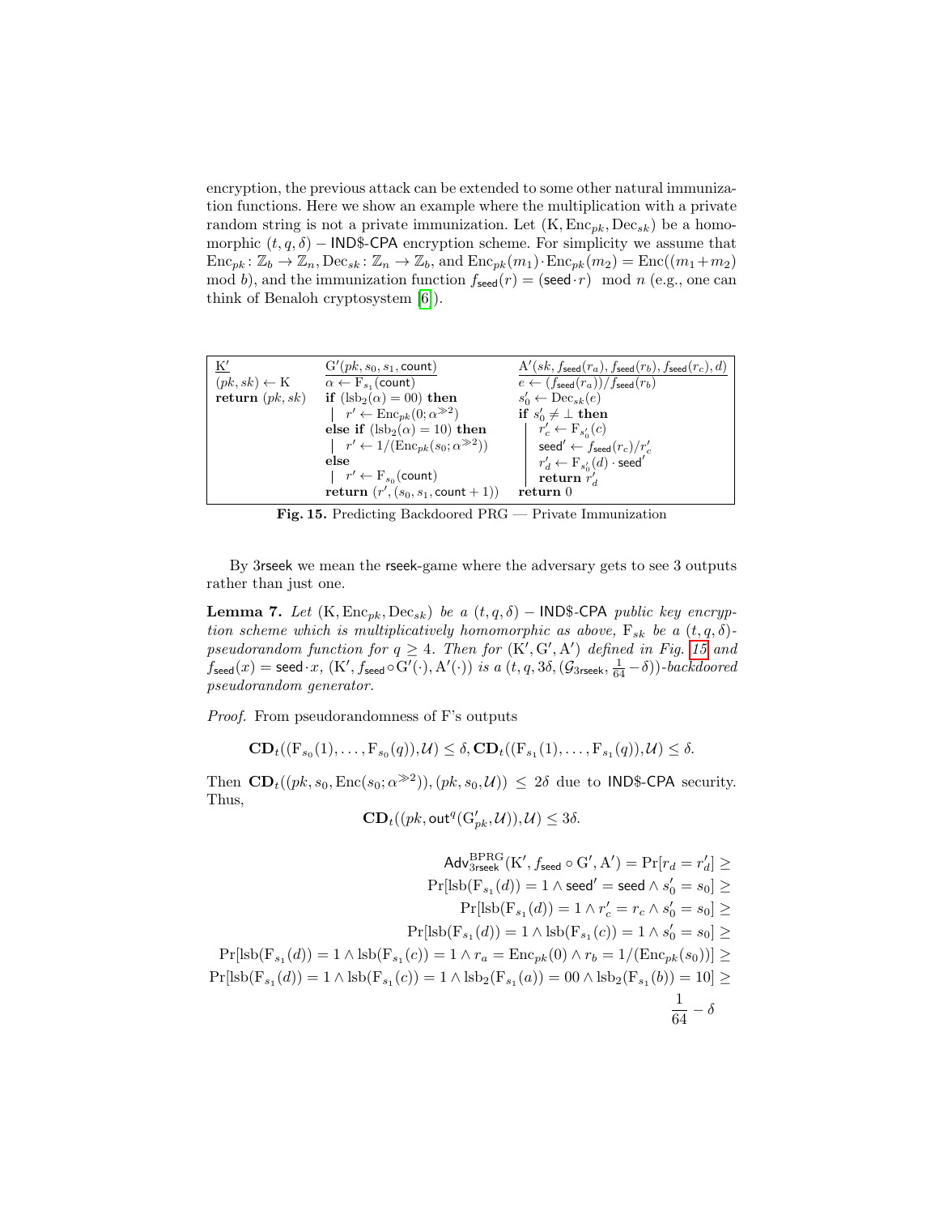encryption, the previous attack can be extended to some other natural immunization functions. Here we show an example where the multiplication with a private random string is not a private immunization. Let $(\mathrm{K}, \mathrm{Enc}_{pk}, \mathrm{Dec}_{sk})$ be a homomorphic $(t, q, \delta)$ – IND\$-CPA encryption scheme. For simplicity we assume that $\mathrm{Enc}_{pk} \colon \mathbb{Z}_b \to \mathbb{Z}_n, \mathrm{Dec}_{sk} \colon \mathbb{Z}_n \to \mathbb{Z}_b$, and $\mathrm{Enc}_{pk}(m_1) \cdot \mathrm{Enc}_{pk}(m_2) = \mathrm{Enc}((m_1 + m_2) \mod b)$, and the immunization function $f_{\mathsf{seed}}(r) = (\mathsf{seed} \cdot r) \mod n$ (e.g., one can think of Benaloh cryptosystem [6]).

| $\underline{\mathrm{K}'}$ | $\underline{\mathrm{G}'(pk, s_0, s_1, \mathsf{count})}$ | $\underline{\mathrm{A}'(sk, f_{\mathsf{seed}}(r_a), f_{\mathsf{seed}}(r_b), f_{\mathsf{seed}}(r_c), d)}$ |
|---|---|---|
| $(pk, sk) \leftarrow \mathrm{K}$ | $\alpha \leftarrow \mathrm{F}_{s_1}(\mathsf{count})$ | $e \leftarrow (f_{\mathsf{seed}}(r_a))/f_{\mathsf{seed}}(r_b)$ |
| **return** $(pk, sk)$ | **if** $(\mathrm{lsb}_2(\alpha) = 00)$ **then** | $s'_0 \leftarrow \mathrm{Dec}_{sk}(e)$ |
| | $\quad r' \leftarrow \mathrm{Enc}_{pk}(0; \alpha^{\gg 2})$ | **if** $s'_0 \neq \perp$ **then** |
| | **else if** $(\mathrm{lsb}_2(\alpha) = 10)$ **then** | $\quad r'_c \leftarrow \mathrm{F}_{s'_0}(c)$ |
| | $\quad r' \leftarrow 1/(\mathrm{Enc}_{pk}(s_0; \alpha^{\gg 2}))$ | $\quad \mathsf{seed}' \leftarrow f_{\mathsf{seed}}(r_c)/r'_c$ |
| | **else** | $\quad r'_d \leftarrow \mathrm{F}_{s'_0}(d) \cdot \mathsf{seed}'$ |
| | $\quad r' \leftarrow \mathrm{F}_{s_0}(\mathsf{count})$ | $\quad$ **return** $r'_d$ |
| | **return** $(r', (s_0, s_1, \mathsf{count} + 1))$ | **return** 0 |

**Fig. 15.** Predicting Backdoored PRG — Private Immunization

By 3rseek we mean the rseek-game where the adversary gets to see 3 outputs rather than just one.

**Lemma 7.** *Let* $(\mathrm{K}, \mathrm{Enc}_{pk}, \mathrm{Dec}_{sk})$ *be a* $(t, q, \delta)$ – IND\$-CPA *public key encryption scheme which is multiplicatively homomorphic as above,* $\mathrm{F}_{sk}$ *be a* $(t, q, \delta)$*-pseudorandom function for* $q \geq 4$*. Then for* $(\mathrm{K}', \mathrm{G}', \mathrm{A}')$ *defined in Fig. 15 and* $f_{\mathsf{seed}}(x) = \mathsf{seed} \cdot x$*,* $(\mathrm{K}', f_{\mathsf{seed}} \circ \mathrm{G}'(\cdot), \mathrm{A}'(\cdot))$ *is a* $(t, q, 3\delta, (\mathcal{G}_{3\mathsf{rseek}}, \frac{1}{64} - \delta))$*-backdoored pseudorandom generator.*

*Proof.* From pseudorandomness of F's outputs

$$\mathbf{CD}_t((\mathrm{F}_{s_0}(1), \ldots, \mathrm{F}_{s_0}(q)), \mathcal{U}) \leq \delta, \mathbf{CD}_t((\mathrm{F}_{s_1}(1), \ldots, \mathrm{F}_{s_1}(q)), \mathcal{U}) \leq \delta.$$

Then $\mathbf{CD}_t((pk, s_0, \mathrm{Enc}(s_0; \alpha^{\gg 2})), (pk, s_0, \mathcal{U})) \leq 2\delta$ due to IND\$-CPA security. Thus,

$$\mathbf{CD}_t((pk, \mathsf{out}^q(\mathrm{G}'_{pk}, \mathcal{U})), \mathcal{U}) \leq 3\delta.$$

$$\begin{aligned}
\mathsf{Adv}^{\mathrm{BPRG}}_{3\mathsf{rseek}}(\mathrm{K}', f_{\mathsf{seed}} \circ \mathrm{G}', \mathrm{A}') = \Pr[r_d = r'_d] \geq \\
\Pr[\mathrm{lsb}(\mathrm{F}_{s_1}(d)) = 1 \wedge \mathsf{seed}' = \mathsf{seed} \wedge s'_0 = s_0] \geq \\
\Pr[\mathrm{lsb}(\mathrm{F}_{s_1}(d)) = 1 \wedge r'_c = r_c \wedge s'_0 = s_0] \geq \\
\Pr[\mathrm{lsb}(\mathrm{F}_{s_1}(d)) = 1 \wedge \mathrm{lsb}(\mathrm{F}_{s_1}(c)) = 1 \wedge s'_0 = s_0] \geq \\
\Pr[\mathrm{lsb}(\mathrm{F}_{s_1}(d)) = 1 \wedge \mathrm{lsb}(\mathrm{F}_{s_1}(c)) = 1 \wedge r_a = \mathrm{Enc}_{pk}(0) \wedge r_b = 1/(\mathrm{Enc}_{pk}(s_0))] \geq \\
\Pr[\mathrm{lsb}(\mathrm{F}_{s_1}(d)) = 1 \wedge \mathrm{lsb}(\mathrm{F}_{s_1}(c)) = 1 \wedge \mathrm{lsb}_2(\mathrm{F}_{s_1}(a)) = 00 \wedge \mathrm{lsb}_2(\mathrm{F}_{s_1}(b)) = 10] \geq \\
\frac{1}{64} - \delta
\end{aligned}$$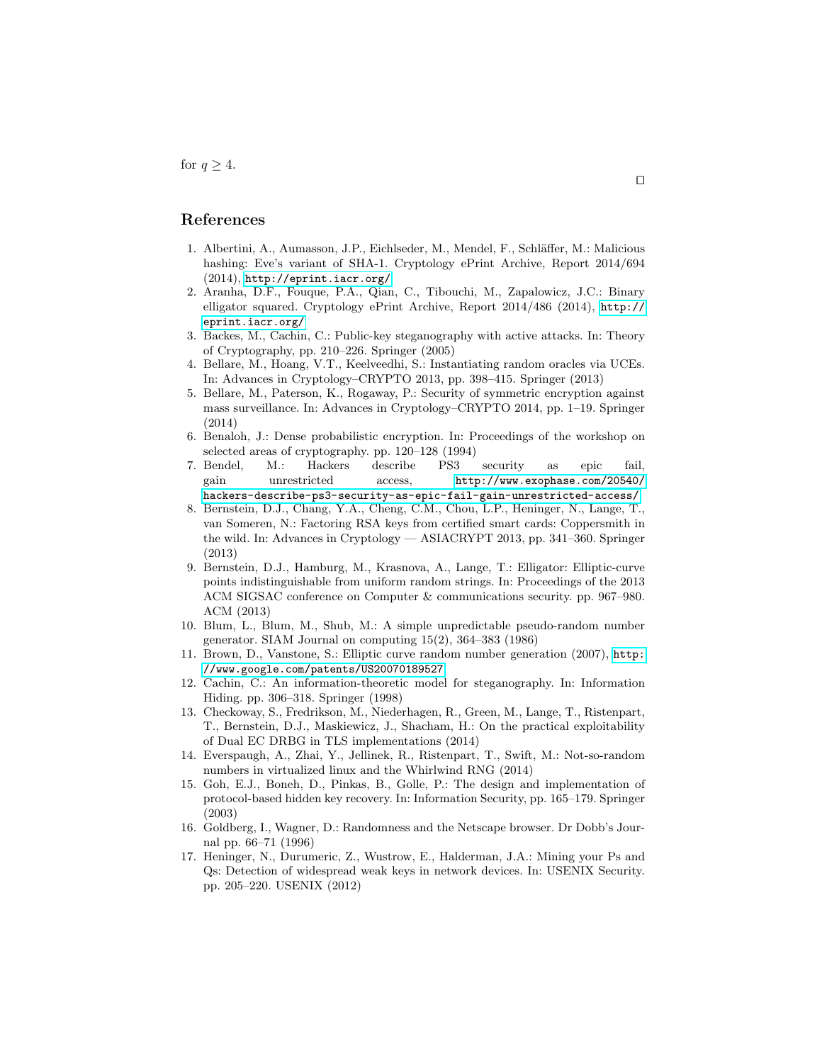for $q \geq 4$.

□

## References

1. Albertini, A., Aumasson, J.P., Eichlseder, M., Mendel, F., Schläffer, M.: Malicious hashing: Eve's variant of SHA-1. Cryptology ePrint Archive, Report 2014/694 (2014), http://eprint.iacr.org/
2. Aranha, D.F., Fouque, P.A., Qian, C., Tibouchi, M., Zapalowicz, J.C.: Binary elligator squared. Cryptology ePrint Archive, Report 2014/486 (2014), http://eprint.iacr.org/
3. Backes, M., Cachin, C.: Public-key steganography with active attacks. In: Theory of Cryptography, pp. 210–226. Springer (2005)
4. Bellare, M., Hoang, V.T., Keelveedhi, S.: Instantiating random oracles via UCEs. In: Advances in Cryptology–CRYPTO 2013, pp. 398–415. Springer (2013)
5. Bellare, M., Paterson, K., Rogaway, P.: Security of symmetric encryption against mass surveillance. In: Advances in Cryptology–CRYPTO 2014, pp. 1–19. Springer (2014)
6. Benaloh, J.: Dense probabilistic encryption. In: Proceedings of the workshop on selected areas of cryptography. pp. 120–128 (1994)
7. Bendel, M.: Hackers describe PS3 security as epic fail, gain unrestricted access, http://www.exophase.com/20540/hackers-describe-ps3-security-as-epic-fail-gain-unrestricted-access/
8. Bernstein, D.J., Chang, Y.A., Cheng, C.M., Chou, L.P., Heninger, N., Lange, T., van Someren, N.: Factoring RSA keys from certified smart cards: Coppersmith in the wild. In: Advances in Cryptology — ASIACRYPT 2013, pp. 341–360. Springer (2013)
9. Bernstein, D.J., Hamburg, M., Krasnova, A., Lange, T.: Elligator: Elliptic-curve points indistinguishable from uniform random strings. In: Proceedings of the 2013 ACM SIGSAC conference on Computer & communications security. pp. 967–980. ACM (2013)
10. Blum, L., Blum, M., Shub, M.: A simple unpredictable pseudo-random number generator. SIAM Journal on computing 15(2), 364–383 (1986)
11. Brown, D., Vanstone, S.: Elliptic curve random number generation (2007), http://www.google.com/patents/US20070189527
12. Cachin, C.: An information-theoretic model for steganography. In: Information Hiding. pp. 306–318. Springer (1998)
13. Checkoway, S., Fredrikson, M., Niederhagen, R., Green, M., Lange, T., Ristenpart, T., Bernstein, D.J., Maskiewicz, J., Shacham, H.: On the practical exploitability of Dual EC DRBG in TLS implementations (2014)
14. Everspaugh, A., Zhai, Y., Jellinek, R., Ristenpart, T., Swift, M.: Not-so-random numbers in virtualized linux and the Whirlwind RNG (2014)
15. Goh, E.J., Boneh, D., Pinkas, B., Golle, P.: The design and implementation of protocol-based hidden key recovery. In: Information Security, pp. 165–179. Springer (2003)
16. Goldberg, I., Wagner, D.: Randomness and the Netscape browser. Dr Dobb's Journal pp. 66–71 (1996)
17. Heninger, N., Durumeric, Z., Wustrow, E., Halderman, J.A.: Mining your Ps and Qs: Detection of widespread weak keys in network devices. In: USENIX Security. pp. 205–220. USENIX (2012)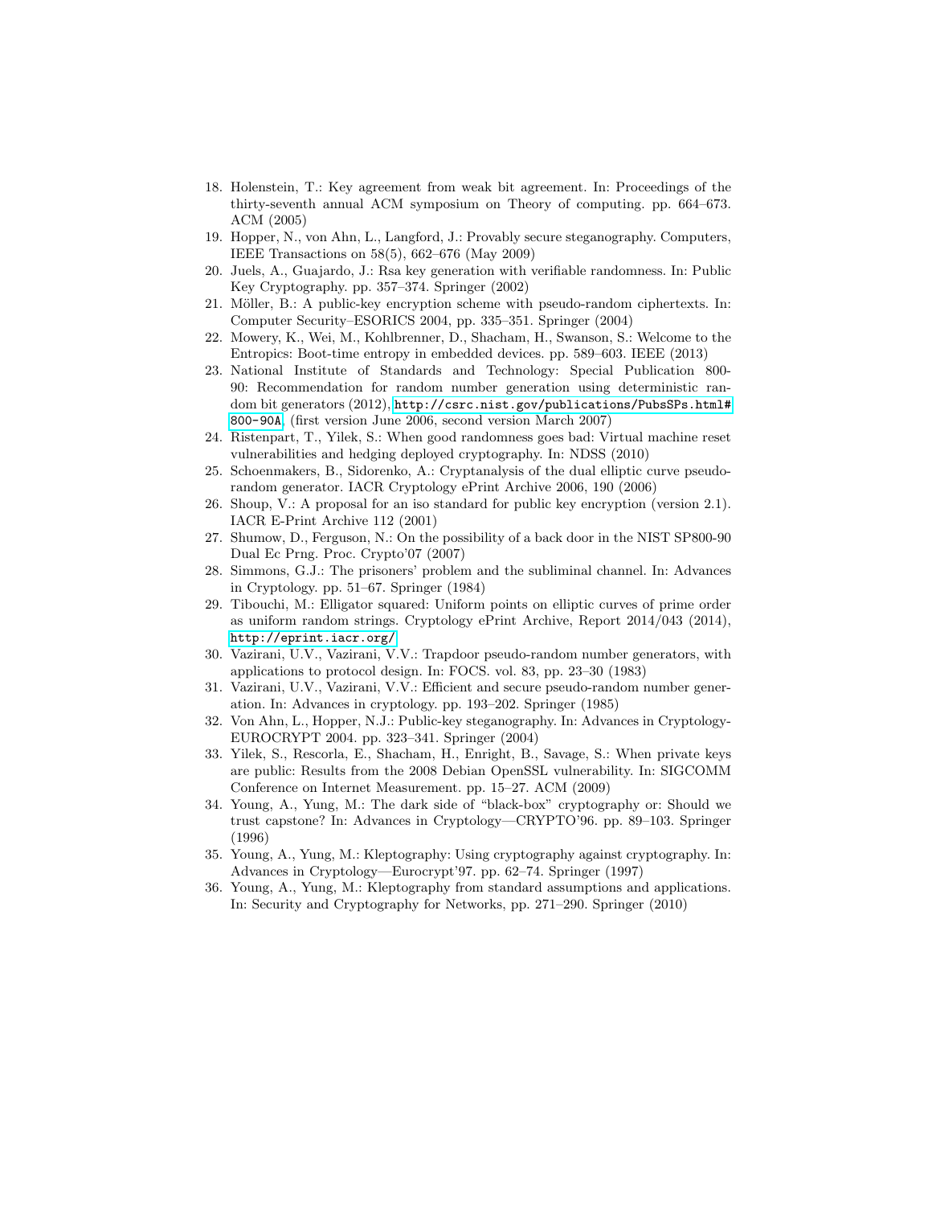18. Holenstein, T.: Key agreement from weak bit agreement. In: Proceedings of the thirty-seventh annual ACM symposium on Theory of computing. pp. 664–673. ACM (2005)
19. Hopper, N., von Ahn, L., Langford, J.: Provably secure steganography. Computers, IEEE Transactions on 58(5), 662–676 (May 2009)
20. Juels, A., Guajardo, J.: Rsa key generation with verifiable randomness. In: Public Key Cryptography. pp. 357–374. Springer (2002)
21. Möller, B.: A public-key encryption scheme with pseudo-random ciphertexts. In: Computer Security–ESORICS 2004, pp. 335–351. Springer (2004)
22. Mowery, K., Wei, M., Kohlbrenner, D., Shacham, H., Swanson, S.: Welcome to the Entropics: Boot-time entropy in embedded devices. pp. 589–603. IEEE (2013)
23. National Institute of Standards and Technology: Special Publication 800-90: Recommendation for random number generation using deterministic random bit generators (2012), http://csrc.nist.gov/publications/PubsSPs.html#800-90A, (first version June 2006, second version March 2007)
24. Ristenpart, T., Yilek, S.: When good randomness goes bad: Virtual machine reset vulnerabilities and hedging deployed cryptography. In: NDSS (2010)
25. Schoenmakers, B., Sidorenko, A.: Cryptanalysis of the dual elliptic curve pseudo-random generator. IACR Cryptology ePrint Archive 2006, 190 (2006)
26. Shoup, V.: A proposal for an iso standard for public key encryption (version 2.1). IACR E-Print Archive 112 (2001)
27. Shumow, D., Ferguson, N.: On the possibility of a back door in the NIST SP800-90 Dual Ec Prng. Proc. Crypto'07 (2007)
28. Simmons, G.J.: The prisoners' problem and the subliminal channel. In: Advances in Cryptology. pp. 51–67. Springer (1984)
29. Tibouchi, M.: Elligator squared: Uniform points on elliptic curves of prime order as uniform random strings. Cryptology ePrint Archive, Report 2014/043 (2014), http://eprint.iacr.org/
30. Vazirani, U.V., Vazirani, V.V.: Trapdoor pseudo-random number generators, with applications to protocol design. In: FOCS. vol. 83, pp. 23–30 (1983)
31. Vazirani, U.V., Vazirani, V.V.: Efficient and secure pseudo-random number generation. In: Advances in cryptology. pp. 193–202. Springer (1985)
32. Von Ahn, L., Hopper, N.J.: Public-key steganography. In: Advances in Cryptology-EUROCRYPT 2004. pp. 323–341. Springer (2004)
33. Yilek, S., Rescorla, E., Shacham, H., Enright, B., Savage, S.: When private keys are public: Results from the 2008 Debian OpenSSL vulnerability. In: SIGCOMM Conference on Internet Measurement. pp. 15–27. ACM (2009)
34. Young, A., Yung, M.: The dark side of "black-box" cryptography or: Should we trust capstone? In: Advances in Cryptology—CRYPTO'96. pp. 89–103. Springer (1996)
35. Young, A., Yung, M.: Kleptography: Using cryptography against cryptography. In: Advances in Cryptology—Eurocrypt'97. pp. 62–74. Springer (1997)
36. Young, A., Yung, M.: Kleptography from standard assumptions and applications. In: Security and Cryptography for Networks, pp. 271–290. Springer (2010)